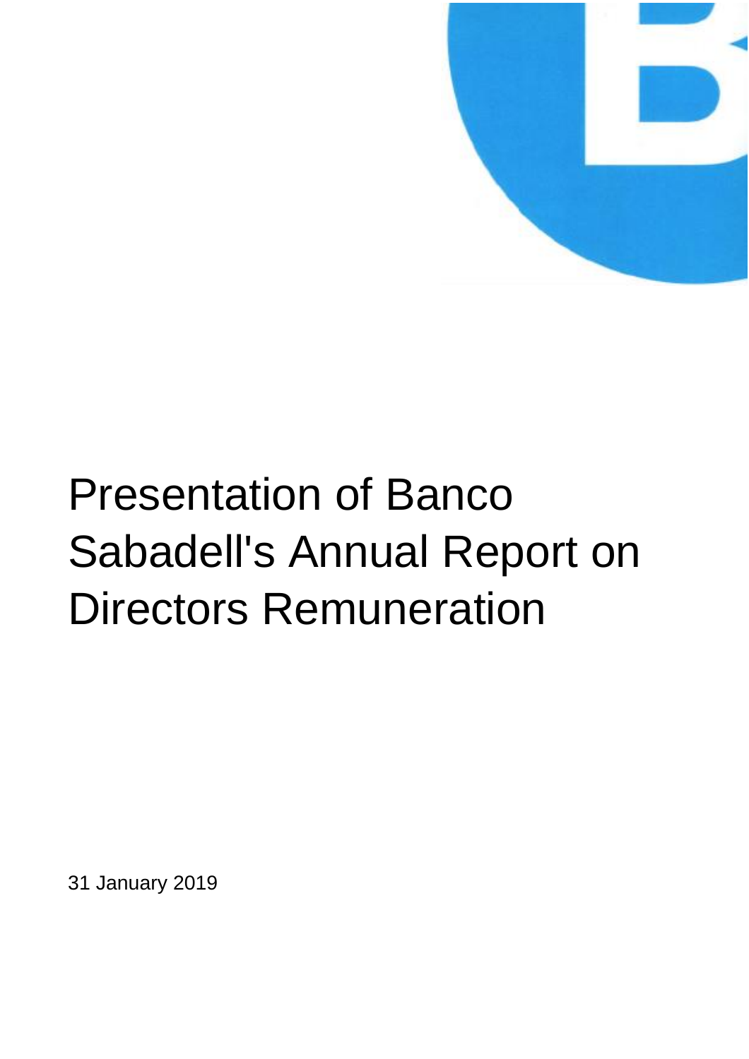# Presentation of Banco Sabadell's Annual Report on Directors Remuneration

31 January 2019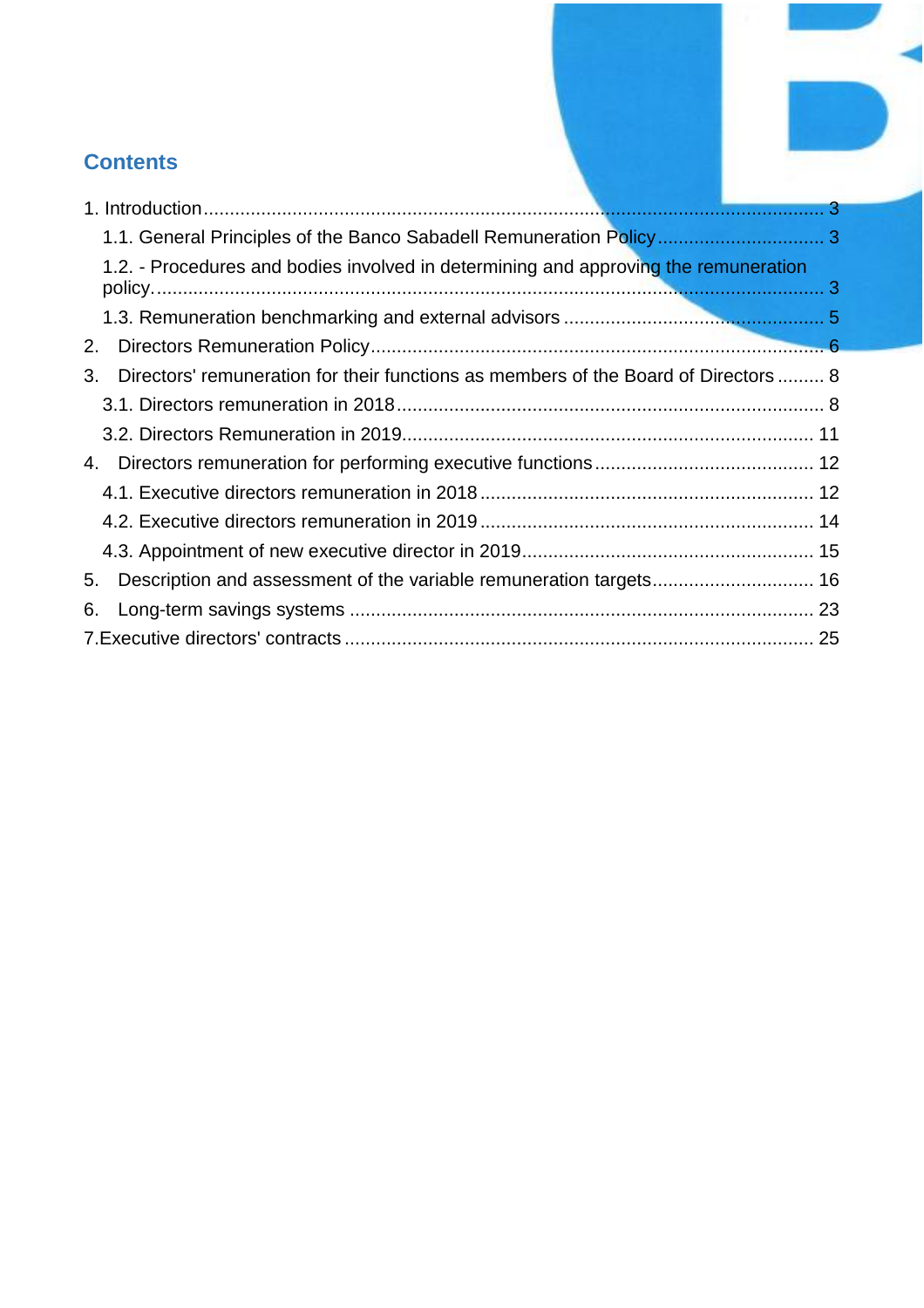## Contents

1. Introduction ........................................................................................................................ 3
   - 1.1. General Principles of the Banco Sabadell Remuneration Policy ................................ 3
   - 1.2. - Procedures and bodies involved in determining and approving the remuneration policy. ................................................................................................................................ 3
   - 1.3. Remuneration benchmarking and external advisors .................................................. 5
2. Directors Remuneration Policy ..................................................................................... 6
3. Directors' remuneration for their functions as members of the Board of Directors ......... 8
   - 3.1. Directors remuneration in 2018 ................................................................................. 8
   - 3.2. Directors Remuneration in 2019 .............................................................................. 11
4. Directors remuneration for performing executive functions .......................................... 12
   - 4.1. Executive directors remuneration in 2018 ................................................................ 12
   - 4.2. Executive directors remuneration in 2019 ................................................................ 14
   - 4.3. Appointment of new executive director in 2019 ........................................................ 15
5. Description and assessment of the variable remuneration targets ............................... 16
6. Long-term savings systems ......................................................................................... 23
7. Executive directors' contracts ......................................................................................... 25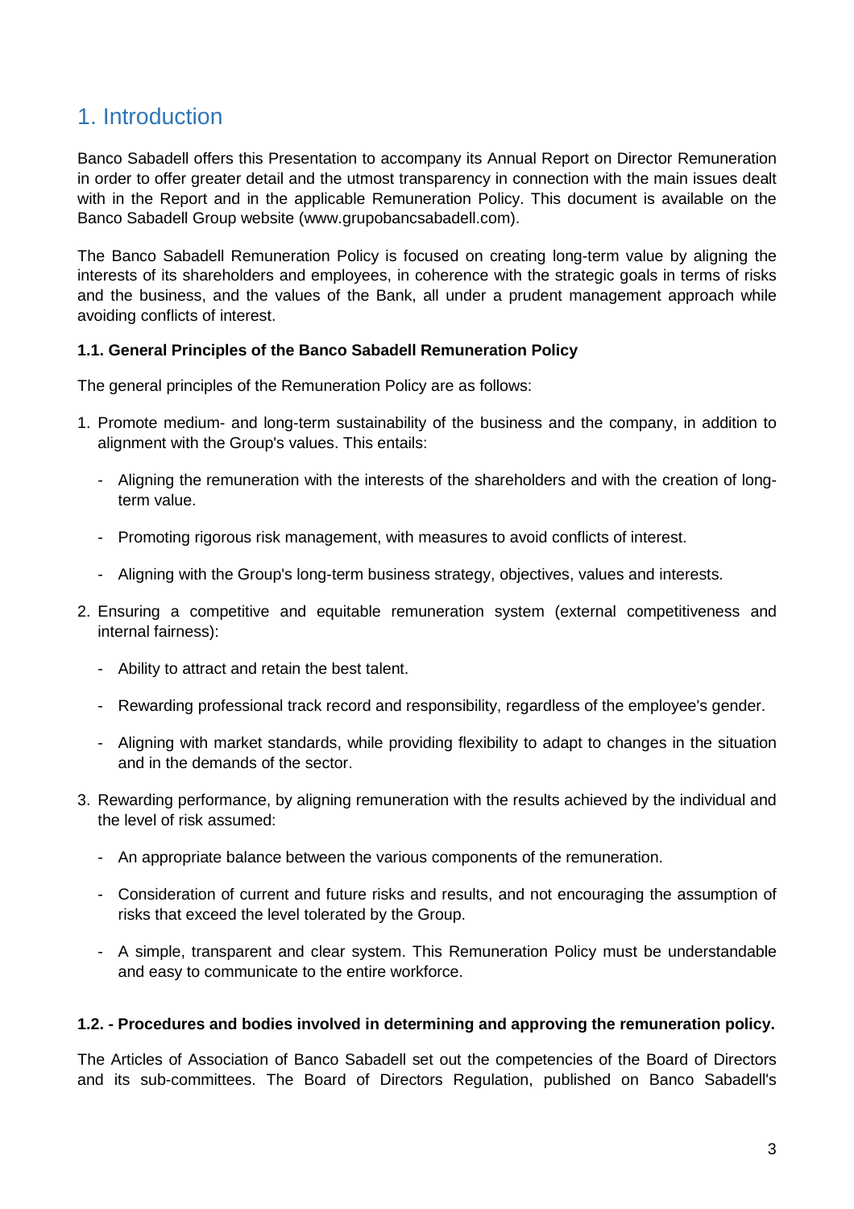# 1. Introduction

Banco Sabadell offers this Presentation to accompany its Annual Report on Director Remuneration in order to offer greater detail and the utmost transparency in connection with the main issues dealt with in the Report and in the applicable Remuneration Policy. This document is available on the Banco Sabadell Group website (www.grupobancsabadell.com).

The Banco Sabadell Remuneration Policy is focused on creating long-term value by aligning the interests of its shareholders and employees, in coherence with the strategic goals in terms of risks and the business, and the values of the Bank, all under a prudent management approach while avoiding conflicts of interest.

### 1.1. General Principles of the Banco Sabadell Remuneration Policy

The general principles of the Remuneration Policy are as follows:

1. Promote medium- and long-term sustainability of the business and the company, in addition to alignment with the Group's values. This entails:
   - Aligning the remuneration with the interests of the shareholders and with the creation of long-term value.
   - Promoting rigorous risk management, with measures to avoid conflicts of interest.
   - Aligning with the Group's long-term business strategy, objectives, values and interests.
2. Ensuring a competitive and equitable remuneration system (external competitiveness and internal fairness):
   - Ability to attract and retain the best talent.
   - Rewarding professional track record and responsibility, regardless of the employee's gender.
   - Aligning with market standards, while providing flexibility to adapt to changes in the situation and in the demands of the sector.
3. Rewarding performance, by aligning remuneration with the results achieved by the individual and the level of risk assumed:
   - An appropriate balance between the various components of the remuneration.
   - Consideration of current and future risks and results, and not encouraging the assumption of risks that exceed the level tolerated by the Group.
   - A simple, transparent and clear system. This Remuneration Policy must be understandable and easy to communicate to the entire workforce.

### 1.2. - Procedures and bodies involved in determining and approving the remuneration policy.

The Articles of Association of Banco Sabadell set out the competencies of the Board of Directors and its sub-committees. The Board of Directors Regulation, published on Banco Sabadell's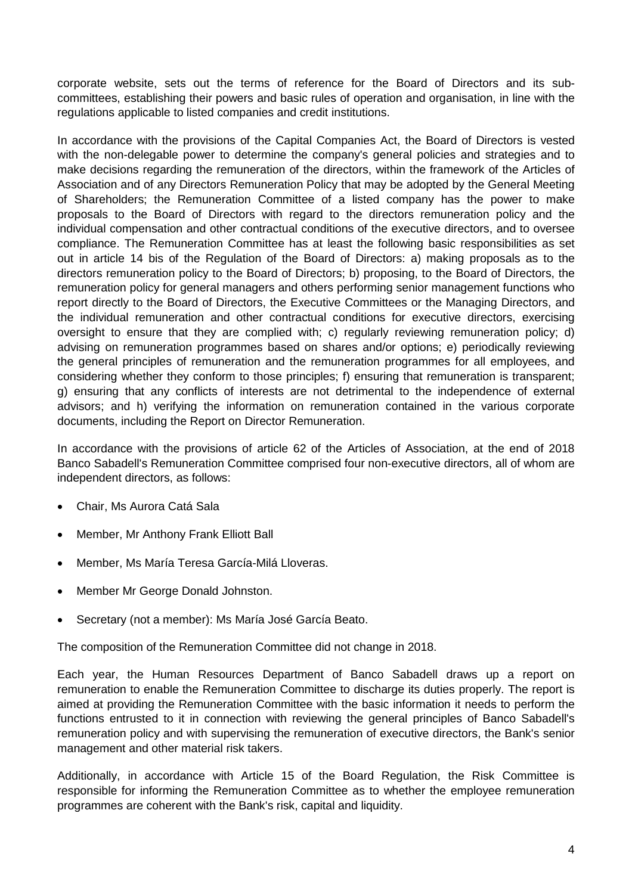corporate website, sets out the terms of reference for the Board of Directors and its sub-committees, establishing their powers and basic rules of operation and organisation, in line with the regulations applicable to listed companies and credit institutions.

In accordance with the provisions of the Capital Companies Act, the Board of Directors is vested with the non-delegable power to determine the company's general policies and strategies and to make decisions regarding the remuneration of the directors, within the framework of the Articles of Association and of any Directors Remuneration Policy that may be adopted by the General Meeting of Shareholders; the Remuneration Committee of a listed company has the power to make proposals to the Board of Directors with regard to the directors remuneration policy and the individual compensation and other contractual conditions of the executive directors, and to oversee compliance. The Remuneration Committee has at least the following basic responsibilities as set out in article 14 bis of the Regulation of the Board of Directors: a) making proposals as to the directors remuneration policy to the Board of Directors; b) proposing, to the Board of Directors, the remuneration policy for general managers and others performing senior management functions who report directly to the Board of Directors, the Executive Committees or the Managing Directors, and the individual remuneration and other contractual conditions for executive directors, exercising oversight to ensure that they are complied with; c) regularly reviewing remuneration policy; d) advising on remuneration programmes based on shares and/or options; e) periodically reviewing the general principles of remuneration and the remuneration programmes for all employees, and considering whether they conform to those principles; f) ensuring that remuneration is transparent; g) ensuring that any conflicts of interests are not detrimental to the independence of external advisors; and h) verifying the information on remuneration contained in the various corporate documents, including the Report on Director Remuneration.

In accordance with the provisions of article 62 of the Articles of Association, at the end of 2018 Banco Sabadell's Remuneration Committee comprised four non-executive directors, all of whom are independent directors, as follows:

- Chair, Ms Aurora Catá Sala
- Member, Mr Anthony Frank Elliott Ball
- Member, Ms María Teresa García-Milá Lloveras.
- Member Mr George Donald Johnston.
- Secretary (not a member): Ms María José García Beato.

The composition of the Remuneration Committee did not change in 2018.

Each year, the Human Resources Department of Banco Sabadell draws up a report on remuneration to enable the Remuneration Committee to discharge its duties properly. The report is aimed at providing the Remuneration Committee with the basic information it needs to perform the functions entrusted to it in connection with reviewing the general principles of Banco Sabadell's remuneration policy and with supervising the remuneration of executive directors, the Bank's senior management and other material risk takers.

Additionally, in accordance with Article 15 of the Board Regulation, the Risk Committee is responsible for informing the Remuneration Committee as to whether the employee remuneration programmes are coherent with the Bank's risk, capital and liquidity.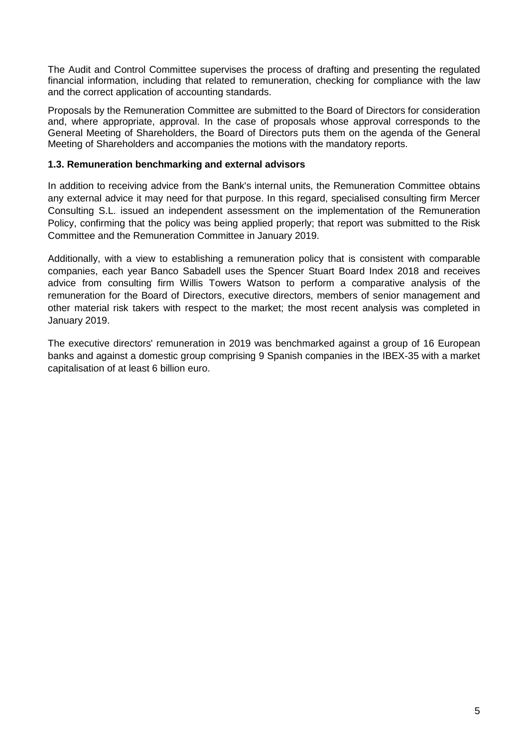The Audit and Control Committee supervises the process of drafting and presenting the regulated financial information, including that related to remuneration, checking for compliance with the law and the correct application of accounting standards.

Proposals by the Remuneration Committee are submitted to the Board of Directors for consideration and, where appropriate, approval. In the case of proposals whose approval corresponds to the General Meeting of Shareholders, the Board of Directors puts them on the agenda of the General Meeting of Shareholders and accompanies the motions with the mandatory reports.

### 1.3. Remuneration benchmarking and external advisors

In addition to receiving advice from the Bank's internal units, the Remuneration Committee obtains any external advice it may need for that purpose. In this regard, specialised consulting firm Mercer Consulting S.L. issued an independent assessment on the implementation of the Remuneration Policy, confirming that the policy was being applied properly; that report was submitted to the Risk Committee and the Remuneration Committee in January 2019.

Additionally, with a view to establishing a remuneration policy that is consistent with comparable companies, each year Banco Sabadell uses the Spencer Stuart Board Index 2018 and receives advice from consulting firm Willis Towers Watson to perform a comparative analysis of the remuneration for the Board of Directors, executive directors, members of senior management and other material risk takers with respect to the market; the most recent analysis was completed in January 2019.

The executive directors' remuneration in 2019 was benchmarked against a group of 16 European banks and against a domestic group comprising 9 Spanish companies in the IBEX-35 with a market capitalisation of at least 6 billion euro.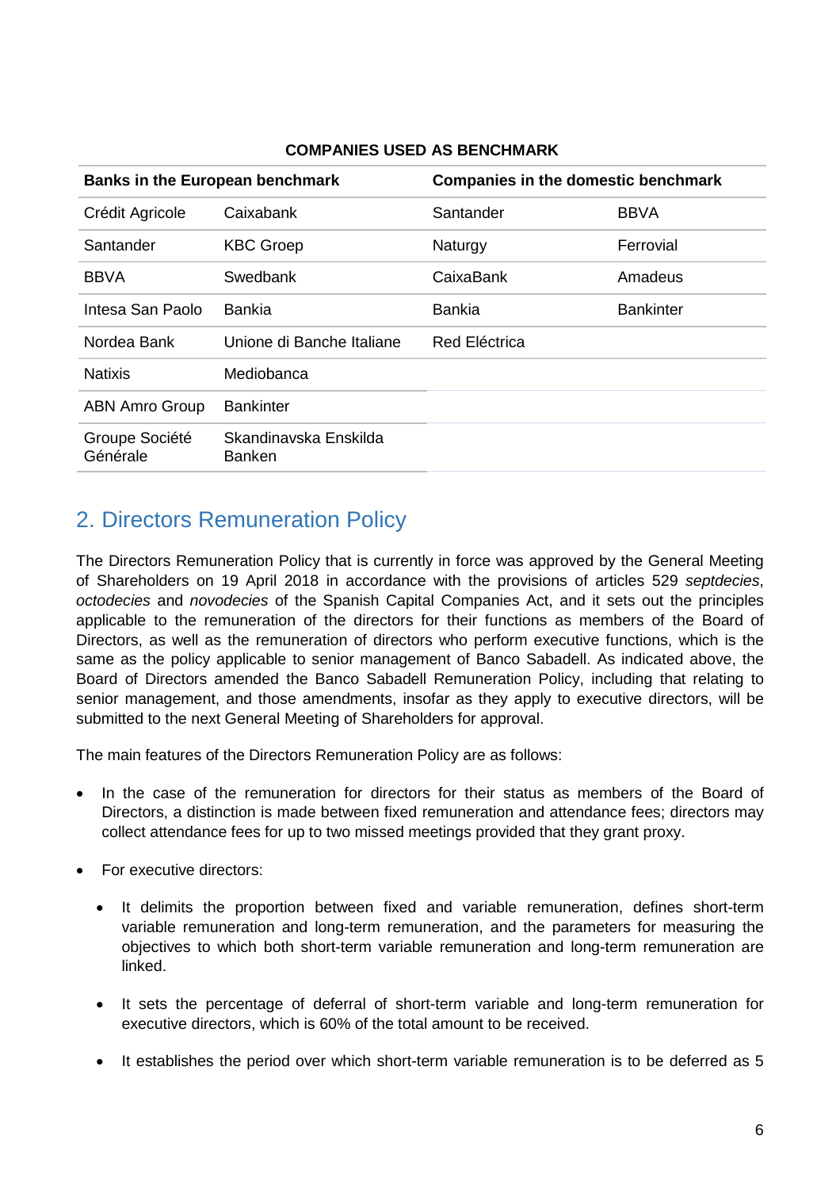**COMPANIES USED AS BENCHMARK**

| Banks in the European benchmark | | Companies in the domestic benchmark | |
|---|---|---|---|
| Crédit Agricole | Caixabank | Santander | BBVA |
| Santander | KBC Groep | Naturgy | Ferrovial |
| BBVA | Swedbank | CaixaBank | Amadeus |
| Intesa San Paolo | Bankia | Bankia | Bankinter |
| Nordea Bank | Unione di Banche Italiane | Red Eléctrica | |
| Natixis | Mediobanca | | |
| ABN Amro Group | Bankinter | | |
| Groupe Société Générale | Skandinavska Enskilda Banken | | |

## 2. Directors Remuneration Policy

The Directors Remuneration Policy that is currently in force was approved by the General Meeting of Shareholders on 19 April 2018 in accordance with the provisions of articles 529 *septdecies*, *octodecies* and *novodecies* of the Spanish Capital Companies Act, and it sets out the principles applicable to the remuneration of the directors for their functions as members of the Board of Directors, as well as the remuneration of directors who perform executive functions, which is the same as the policy applicable to senior management of Banco Sabadell. As indicated above, the Board of Directors amended the Banco Sabadell Remuneration Policy, including that relating to senior management, and those amendments, insofar as they apply to executive directors, will be submitted to the next General Meeting of Shareholders for approval.

The main features of the Directors Remuneration Policy are as follows:

- In the case of the remuneration for directors for their status as members of the Board of Directors, a distinction is made between fixed remuneration and attendance fees; directors may collect attendance fees for up to two missed meetings provided that they grant proxy.
- For executive directors:
  - It delimits the proportion between fixed and variable remuneration, defines short-term variable remuneration and long-term remuneration, and the parameters for measuring the objectives to which both short-term variable remuneration and long-term remuneration are linked.
  - It sets the percentage of deferral of short-term variable and long-term remuneration for executive directors, which is 60% of the total amount to be received.
  - It establishes the period over which short-term variable remuneration is to be deferred as 5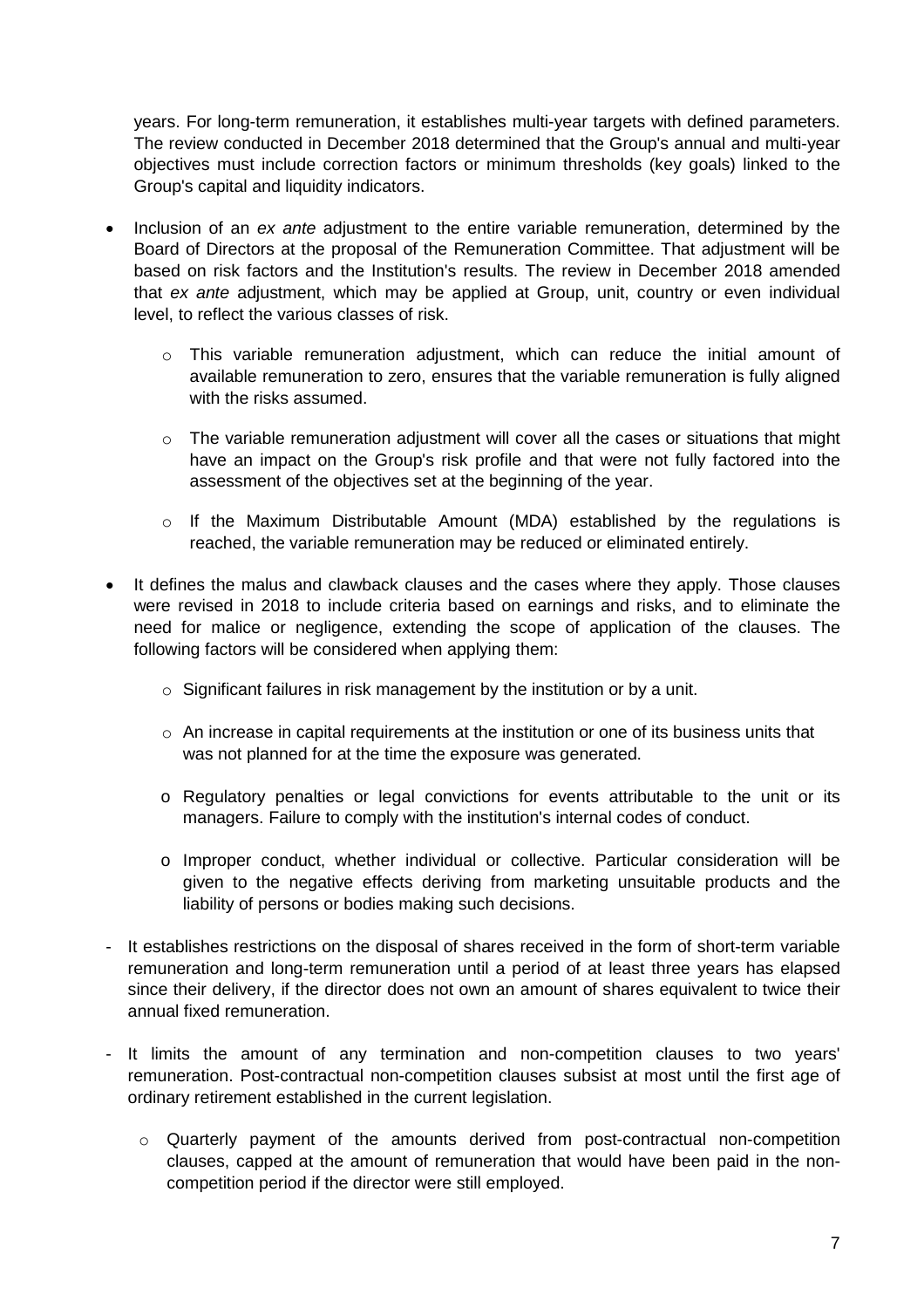years. For long-term remuneration, it establishes multi-year targets with defined parameters. The review conducted in December 2018 determined that the Group's annual and multi-year objectives must include correction factors or minimum thresholds (key goals) linked to the Group's capital and liquidity indicators.

- Inclusion of an *ex ante* adjustment to the entire variable remuneration, determined by the Board of Directors at the proposal of the Remuneration Committee. That adjustment will be based on risk factors and the Institution's results. The review in December 2018 amended that *ex ante* adjustment, which may be applied at Group, unit, country or even individual level, to reflect the various classes of risk.
  - This variable remuneration adjustment, which can reduce the initial amount of available remuneration to zero, ensures that the variable remuneration is fully aligned with the risks assumed.
  - The variable remuneration adjustment will cover all the cases or situations that might have an impact on the Group's risk profile and that were not fully factored into the assessment of the objectives set at the beginning of the year.
  - If the Maximum Distributable Amount (MDA) established by the regulations is reached, the variable remuneration may be reduced or eliminated entirely.
- It defines the malus and clawback clauses and the cases where they apply. Those clauses were revised in 2018 to include criteria based on earnings and risks, and to eliminate the need for malice or negligence, extending the scope of application of the clauses. The following factors will be considered when applying them:
  - Significant failures in risk management by the institution or by a unit.
  - An increase in capital requirements at the institution or one of its business units that was not planned for at the time the exposure was generated.
  - Regulatory penalties or legal convictions for events attributable to the unit or its managers. Failure to comply with the institution's internal codes of conduct.
  - Improper conduct, whether individual or collective. Particular consideration will be given to the negative effects deriving from marketing unsuitable products and the liability of persons or bodies making such decisions.

- It establishes restrictions on the disposal of shares received in the form of short-term variable remuneration and long-term remuneration until a period of at least three years has elapsed since their delivery, if the director does not own an amount of shares equivalent to twice their annual fixed remuneration.
- It limits the amount of any termination and non-competition clauses to two years' remuneration. Post-contractual non-competition clauses subsist at most until the first age of ordinary retirement established in the current legislation.
  - Quarterly payment of the amounts derived from post-contractual non-competition clauses, capped at the amount of remuneration that would have been paid in the non-competition period if the director were still employed.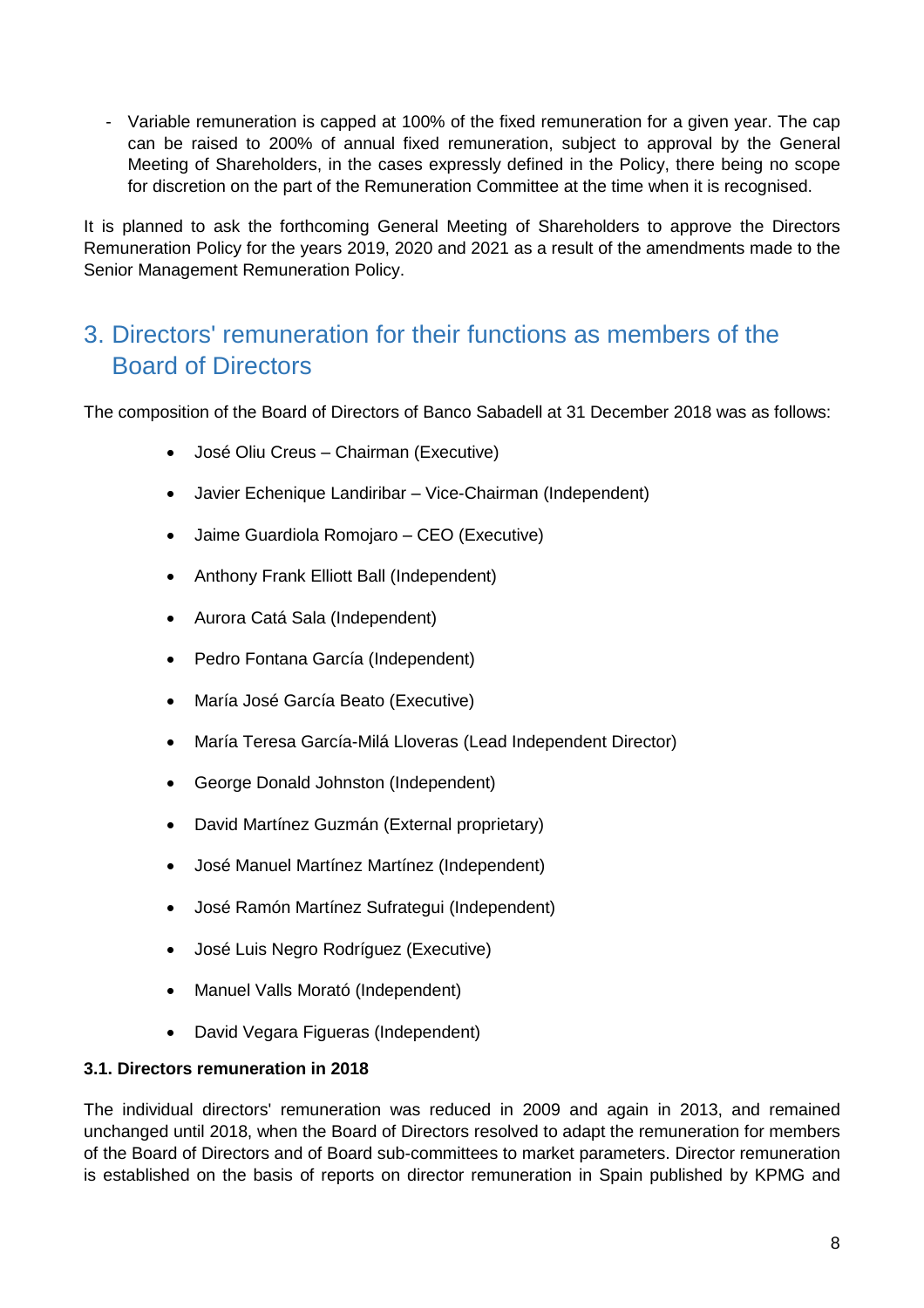- Variable remuneration is capped at 100% of the fixed remuneration for a given year. The cap can be raised to 200% of annual fixed remuneration, subject to approval by the General Meeting of Shareholders, in the cases expressly defined in the Policy, there being no scope for discretion on the part of the Remuneration Committee at the time when it is recognised.

It is planned to ask the forthcoming General Meeting of Shareholders to approve the Directors Remuneration Policy for the years 2019, 2020 and 2021 as a result of the amendments made to the Senior Management Remuneration Policy.

# 3. Directors' remuneration for their functions as members of the Board of Directors

The composition of the Board of Directors of Banco Sabadell at 31 December 2018 was as follows:

- José Oliu Creus – Chairman (Executive)
- Javier Echenique Landiribar – Vice-Chairman (Independent)
- Jaime Guardiola Romojaro – CEO (Executive)
- Anthony Frank Elliott Ball (Independent)
- Aurora Catá Sala (Independent)
- Pedro Fontana García (Independent)
- María José García Beato (Executive)
- María Teresa García-Milá Lloveras (Lead Independent Director)
- George Donald Johnston (Independent)
- David Martínez Guzmán (External proprietary)
- José Manuel Martínez Martínez (Independent)
- José Ramón Martínez Sufrategui (Independent)
- José Luis Negro Rodríguez (Executive)
- Manuel Valls Morató (Independent)
- David Vegara Figueras (Independent)

### 3.1. Directors remuneration in 2018

The individual directors' remuneration was reduced in 2009 and again in 2013, and remained unchanged until 2018, when the Board of Directors resolved to adapt the remuneration for members of the Board of Directors and of Board sub-committees to market parameters. Director remuneration is established on the basis of reports on director remuneration in Spain published by KPMG and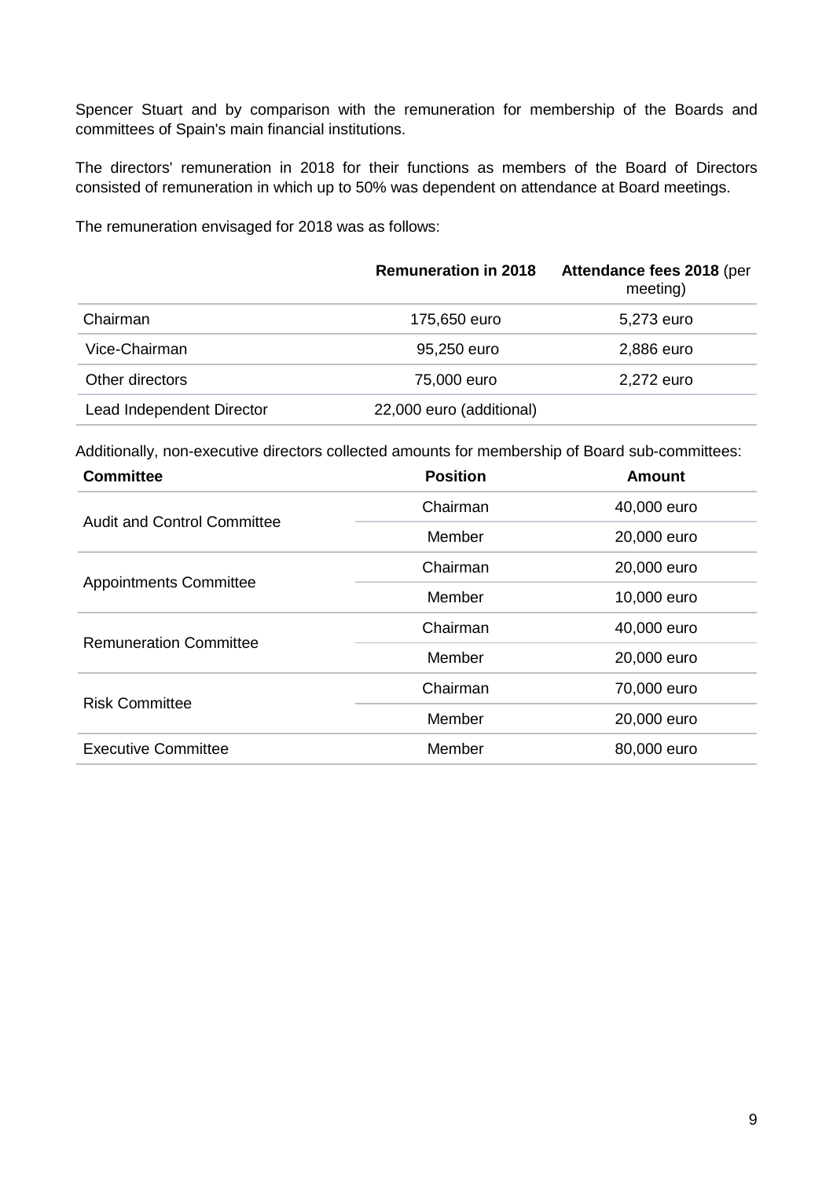Spencer Stuart and by comparison with the remuneration for membership of the Boards and committees of Spain's main financial institutions.

The directors' remuneration in 2018 for their functions as members of the Board of Directors consisted of remuneration in which up to 50% was dependent on attendance at Board meetings.

The remuneration envisaged for 2018 was as follows:

| | **Remuneration in 2018** | **Attendance fees 2018** (per meeting) |
|---|---|---|
| Chairman | 175,650 euro | 5,273 euro |
| Vice-Chairman | 95,250 euro | 2,886 euro |
| Other directors | 75,000 euro | 2,272 euro |
| Lead Independent Director | 22,000 euro (additional) | |

Additionally, non-executive directors collected amounts for membership of Board sub-committees:

| **Committee** | **Position** | **Amount** |
|---|---|---|
| Audit and Control Committee | Chairman | 40,000 euro |
| | Member | 20,000 euro |
| Appointments Committee | Chairman | 20,000 euro |
| | Member | 10,000 euro |
| Remuneration Committee | Chairman | 40,000 euro |
| | Member | 20,000 euro |
| Risk Committee | Chairman | 70,000 euro |
| | Member | 20,000 euro |
| Executive Committee | Member | 80,000 euro |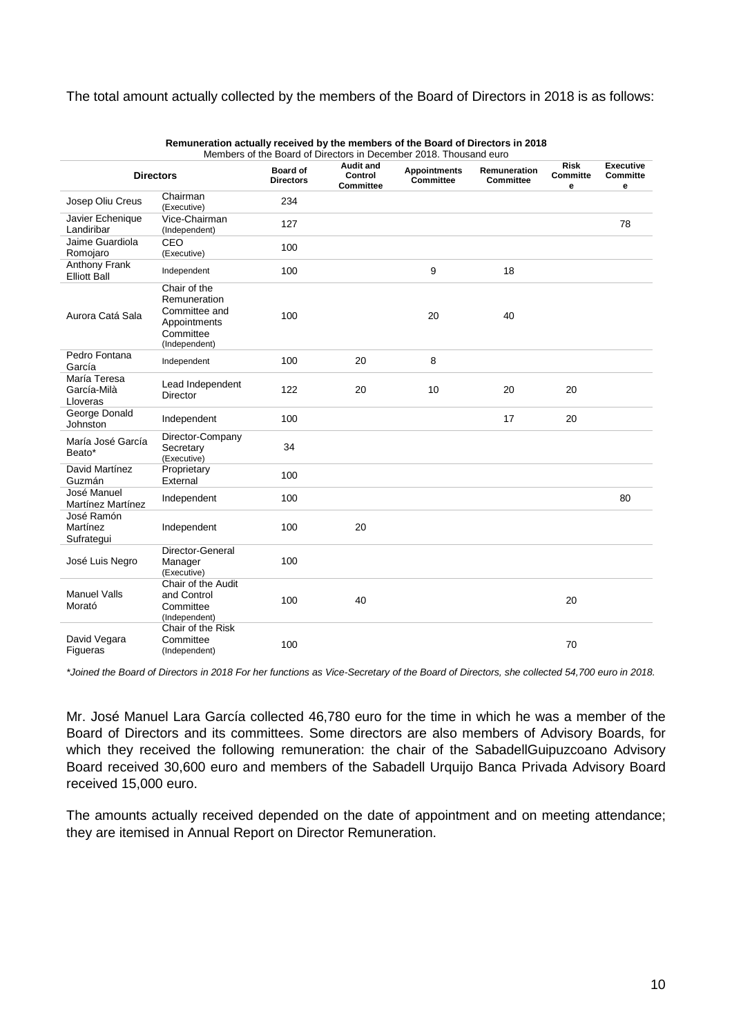The total amount actually collected by the members of the Board of Directors in 2018 is as follows:

**Remuneration actually received by the members of the Board of Directors in 2018**
Members of the Board of Directors in December 2018. Thousand euro

| Directors | | Board of Directors | Audit and Control Committee | Appointments Committee | Remuneration Committee | Risk Committee | Executive Committee |
|---|---|---|---|---|---|---|---|
| Josep Oliu Creus | Chairman (Executive) | 234 | | | | | |
| Javier Echenique Landiribar | Vice-Chairman (Independent) | 127 | | | | | 78 |
| Jaime Guardiola Romojaro | CEO (Executive) | 100 | | | | | |
| Anthony Frank Elliott Ball | Independent | 100 | | 9 | 18 | | |
| Aurora Catá Sala | Chair of the Remuneration Committee and Appointments Committee (Independent) | 100 | | 20 | 40 | | |
| Pedro Fontana García | Independent | 100 | 20 | 8 | | | |
| María Teresa García-Milà Lloveras | Lead Independent Director | 122 | 20 | 10 | 20 | 20 | |
| George Donald Johnston | Independent | 100 | | | 17 | 20 | |
| María José García Beato* | Director-Company Secretary (Executive) | 34 | | | | | |
| David Martínez Guzmán | Proprietary External | 100 | | | | | |
| José Manuel Martínez Martínez | Independent | 100 | | | | | 80 |
| José Ramón Martínez Sufrategui | Independent | 100 | 20 | | | | |
| José Luis Negro | Director-General Manager (Executive) | 100 | | | | | |
| Manuel Valls Morató | Chair of the Audit and Control Committee (Independent) | 100 | 40 | | | 20 | |
| David Vegara Figueras | Chair of the Risk Committee (Independent) | 100 | | | | 70 | |

*\*Joined the Board of Directors in 2018 For her functions as Vice-Secretary of the Board of Directors, she collected 54,700 euro in 2018.*

Mr. José Manuel Lara García collected 46,780 euro for the time in which he was a member of the Board of Directors and its committees. Some directors are also members of Advisory Boards, for which they received the following remuneration: the chair of the SabadellGuipuzcoano Advisory Board received 30,600 euro and members of the Sabadell Urquijo Banca Privada Advisory Board received 15,000 euro.

The amounts actually received depended on the date of appointment and on meeting attendance; they are itemised in Annual Report on Director Remuneration.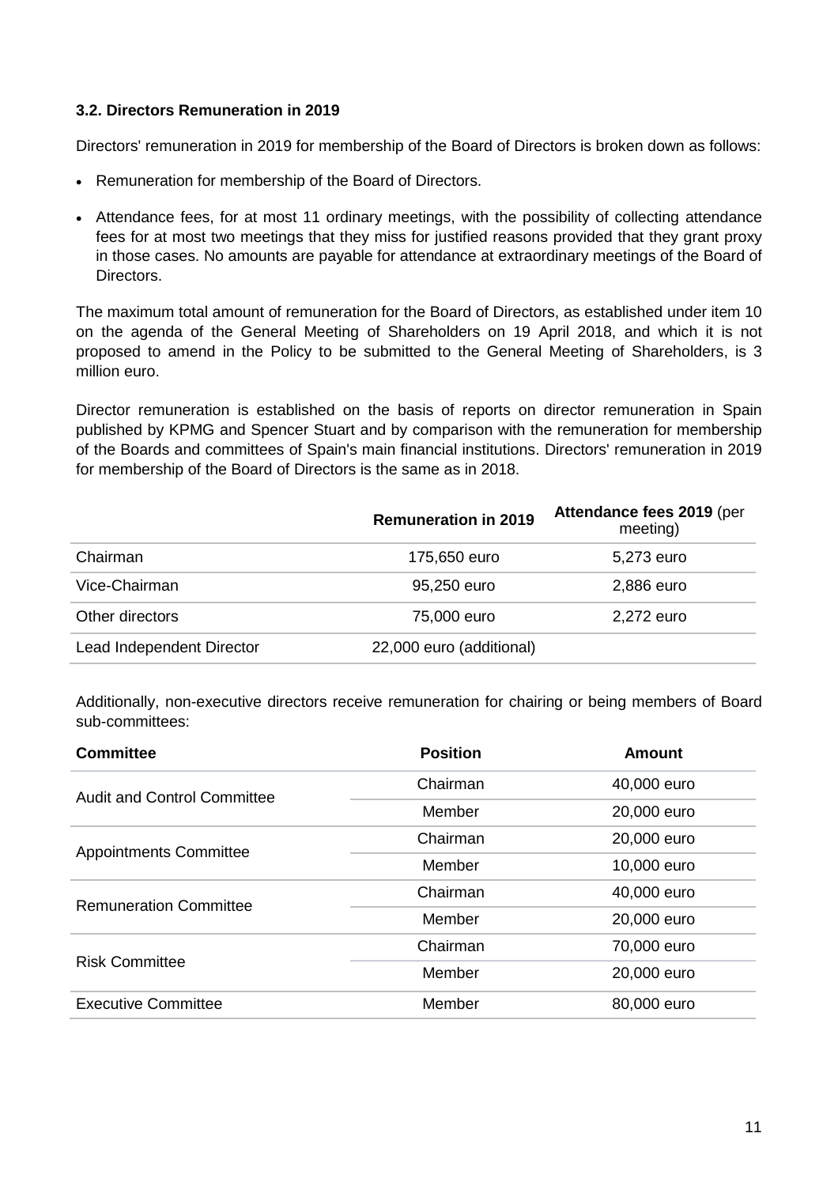### 3.2. Directors Remuneration in 2019

Directors' remuneration in 2019 for membership of the Board of Directors is broken down as follows:

- Remuneration for membership of the Board of Directors.
- Attendance fees, for at most 11 ordinary meetings, with the possibility of collecting attendance fees for at most two meetings that they miss for justified reasons provided that they grant proxy in those cases. No amounts are payable for attendance at extraordinary meetings of the Board of Directors.

The maximum total amount of remuneration for the Board of Directors, as established under item 10 on the agenda of the General Meeting of Shareholders on 19 April 2018, and which it is not proposed to amend in the Policy to be submitted to the General Meeting of Shareholders, is 3 million euro.

Director remuneration is established on the basis of reports on director remuneration in Spain published by KPMG and Spencer Stuart and by comparison with the remuneration for membership of the Boards and committees of Spain's main financial institutions. Directors' remuneration in 2019 for membership of the Board of Directors is the same as in 2018.

| | **Remuneration in 2019** | **Attendance fees 2019** (per meeting) |
|---|---|---|
| Chairman | 175,650 euro | 5,273 euro |
| Vice-Chairman | 95,250 euro | 2,886 euro |
| Other directors | 75,000 euro | 2,272 euro |
| Lead Independent Director | 22,000 euro (additional) | |

Additionally, non-executive directors receive remuneration for chairing or being members of Board sub-committees:

| **Committee** | **Position** | **Amount** |
|---|---|---|
| Audit and Control Committee | Chairman | 40,000 euro |
| | Member | 20,000 euro |
| Appointments Committee | Chairman | 20,000 euro |
| | Member | 10,000 euro |
| Remuneration Committee | Chairman | 40,000 euro |
| | Member | 20,000 euro |
| Risk Committee | Chairman | 70,000 euro |
| | Member | 20,000 euro |
| Executive Committee | Member | 80,000 euro |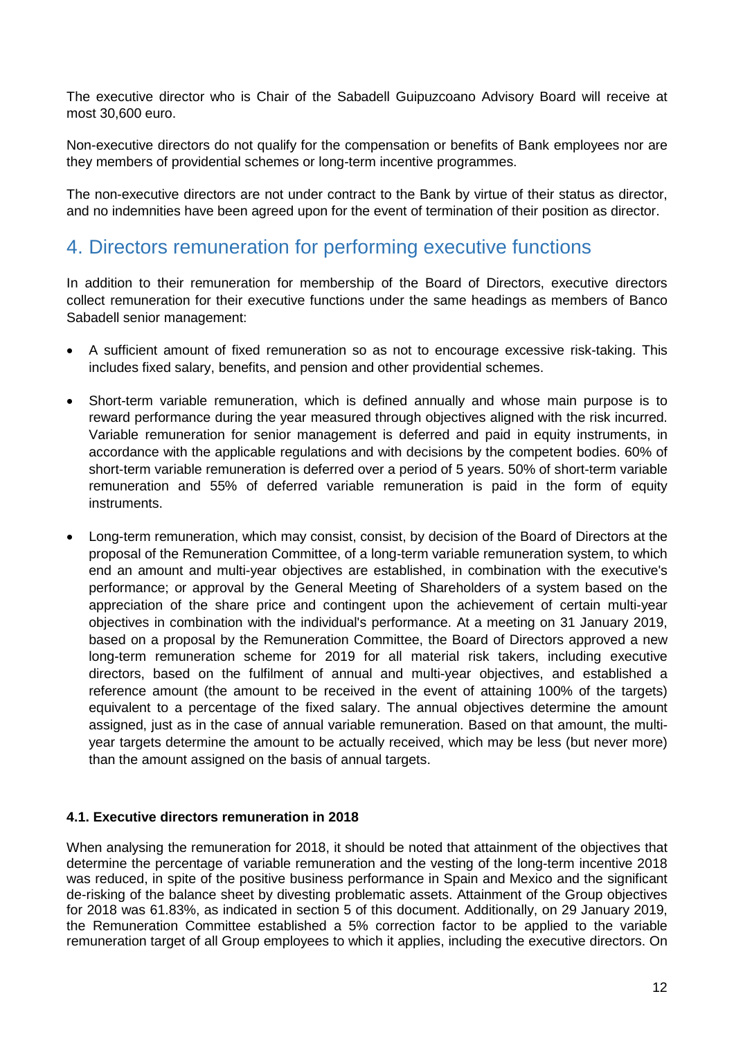The executive director who is Chair of the Sabadell Guipuzcoano Advisory Board will receive at most 30,600 euro.

Non-executive directors do not qualify for the compensation or benefits of Bank employees nor are they members of providential schemes or long-term incentive programmes.

The non-executive directors are not under contract to the Bank by virtue of their status as director, and no indemnities have been agreed upon for the event of termination of their position as director.

# 4. Directors remuneration for performing executive functions

In addition to their remuneration for membership of the Board of Directors, executive directors collect remuneration for their executive functions under the same headings as members of Banco Sabadell senior management:

- A sufficient amount of fixed remuneration so as not to encourage excessive risk-taking. This includes fixed salary, benefits, and pension and other providential schemes.
- Short-term variable remuneration, which is defined annually and whose main purpose is to reward performance during the year measured through objectives aligned with the risk incurred. Variable remuneration for senior management is deferred and paid in equity instruments, in accordance with the applicable regulations and with decisions by the competent bodies. 60% of short-term variable remuneration is deferred over a period of 5 years. 50% of short-term variable remuneration and 55% of deferred variable remuneration is paid in the form of equity instruments.
- Long-term remuneration, which may consist, consist, by decision of the Board of Directors at the proposal of the Remuneration Committee, of a long-term variable remuneration system, to which end an amount and multi-year objectives are established, in combination with the executive's performance; or approval by the General Meeting of Shareholders of a system based on the appreciation of the share price and contingent upon the achievement of certain multi-year objectives in combination with the individual's performance. At a meeting on 31 January 2019, based on a proposal by the Remuneration Committee, the Board of Directors approved a new long-term remuneration scheme for 2019 for all material risk takers, including executive directors, based on the fulfilment of annual and multi-year objectives, and established a reference amount (the amount to be received in the event of attaining 100% of the targets) equivalent to a percentage of the fixed salary. The annual objectives determine the amount assigned, just as in the case of annual variable remuneration. Based on that amount, the multi-year targets determine the amount to be actually received, which may be less (but never more) than the amount assigned on the basis of annual targets.

**4.1. Executive directors remuneration in 2018**

When analysing the remuneration for 2018, it should be noted that attainment of the objectives that determine the percentage of variable remuneration and the vesting of the long-term incentive 2018 was reduced, in spite of the positive business performance in Spain and Mexico and the significant de-risking of the balance sheet by divesting problematic assets. Attainment of the Group objectives for 2018 was 61.83%, as indicated in section 5 of this document. Additionally, on 29 January 2019, the Remuneration Committee established a 5% correction factor to be applied to the variable remuneration target of all Group employees to which it applies, including the executive directors. On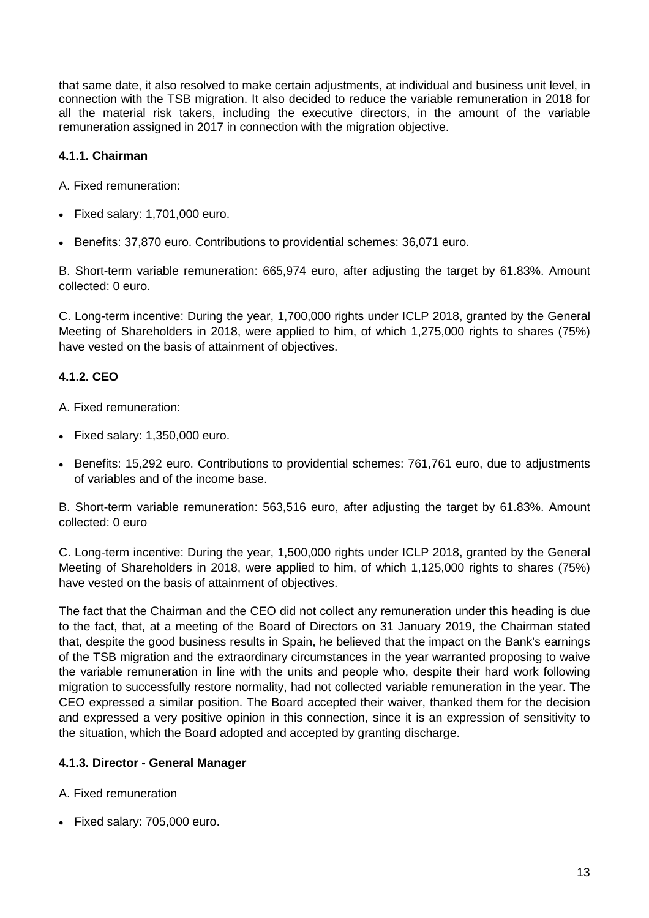that same date, it also resolved to make certain adjustments, at individual and business unit level, in connection with the TSB migration. It also decided to reduce the variable remuneration in 2018 for all the material risk takers, including the executive directors, in the amount of the variable remuneration assigned in 2017 in connection with the migration objective.

#### 4.1.1. Chairman

A. Fixed remuneration:

- Fixed salary: 1,701,000 euro.
- Benefits: 37,870 euro. Contributions to providential schemes: 36,071 euro.

B. Short-term variable remuneration: 665,974 euro, after adjusting the target by 61.83%. Amount collected: 0 euro.

C. Long-term incentive: During the year, 1,700,000 rights under ICLP 2018, granted by the General Meeting of Shareholders in 2018, were applied to him, of which 1,275,000 rights to shares (75%) have vested on the basis of attainment of objectives.

#### 4.1.2. CEO

A. Fixed remuneration:

- Fixed salary: 1,350,000 euro.
- Benefits: 15,292 euro. Contributions to providential schemes: 761,761 euro, due to adjustments of variables and of the income base.

B. Short-term variable remuneration: 563,516 euro, after adjusting the target by 61.83%. Amount collected: 0 euro

C. Long-term incentive: During the year, 1,500,000 rights under ICLP 2018, granted by the General Meeting of Shareholders in 2018, were applied to him, of which 1,125,000 rights to shares (75%) have vested on the basis of attainment of objectives.

The fact that the Chairman and the CEO did not collect any remuneration under this heading is due to the fact, that, at a meeting of the Board of Directors on 31 January 2019, the Chairman stated that, despite the good business results in Spain, he believed that the impact on the Bank's earnings of the TSB migration and the extraordinary circumstances in the year warranted proposing to waive the variable remuneration in line with the units and people who, despite their hard work following migration to successfully restore normality, had not collected variable remuneration in the year. The CEO expressed a similar position. The Board accepted their waiver, thanked them for the decision and expressed a very positive opinion in this connection, since it is an expression of sensitivity to the situation, which the Board adopted and accepted by granting discharge.

#### 4.1.3. Director - General Manager

A. Fixed remuneration

- Fixed salary: 705,000 euro.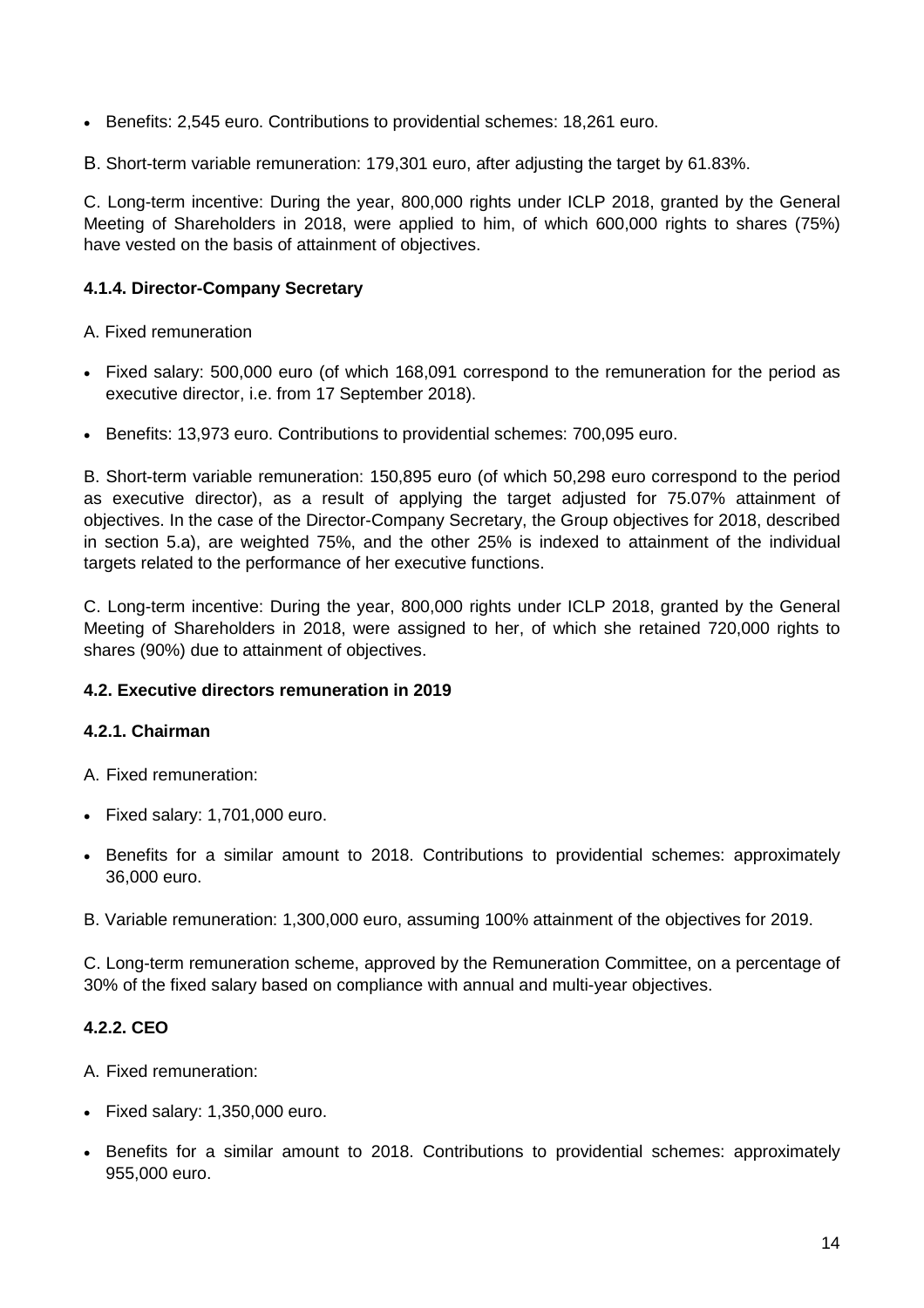- Benefits: 2,545 euro. Contributions to providential schemes: 18,261 euro.

B. Short-term variable remuneration: 179,301 euro, after adjusting the target by 61.83%.

C. Long-term incentive: During the year, 800,000 rights under ICLP 2018, granted by the General Meeting of Shareholders in 2018, were applied to him, of which 600,000 rights to shares (75%) have vested on the basis of attainment of objectives.

#### 4.1.4. Director-Company Secretary

A. Fixed remuneration

- Fixed salary: 500,000 euro (of which 168,091 correspond to the remuneration for the period as executive director, i.e. from 17 September 2018).
- Benefits: 13,973 euro. Contributions to providential schemes: 700,095 euro.

B. Short-term variable remuneration: 150,895 euro (of which 50,298 euro correspond to the period as executive director), as a result of applying the target adjusted for 75.07% attainment of objectives. In the case of the Director-Company Secretary, the Group objectives for 2018, described in section 5.a), are weighted 75%, and the other 25% is indexed to attainment of the individual targets related to the performance of her executive functions.

C. Long-term incentive: During the year, 800,000 rights under ICLP 2018, granted by the General Meeting of Shareholders in 2018, were assigned to her, of which she retained 720,000 rights to shares (90%) due to attainment of objectives.

### 4.2. Executive directors remuneration in 2019

#### 4.2.1. Chairman

A. Fixed remuneration:

- Fixed salary: 1,701,000 euro.
- Benefits for a similar amount to 2018. Contributions to providential schemes: approximately 36,000 euro.

B. Variable remuneration: 1,300,000 euro, assuming 100% attainment of the objectives for 2019.

C. Long-term remuneration scheme, approved by the Remuneration Committee, on a percentage of 30% of the fixed salary based on compliance with annual and multi-year objectives.

#### 4.2.2. CEO

A. Fixed remuneration:

- Fixed salary: 1,350,000 euro.
- Benefits for a similar amount to 2018. Contributions to providential schemes: approximately 955,000 euro.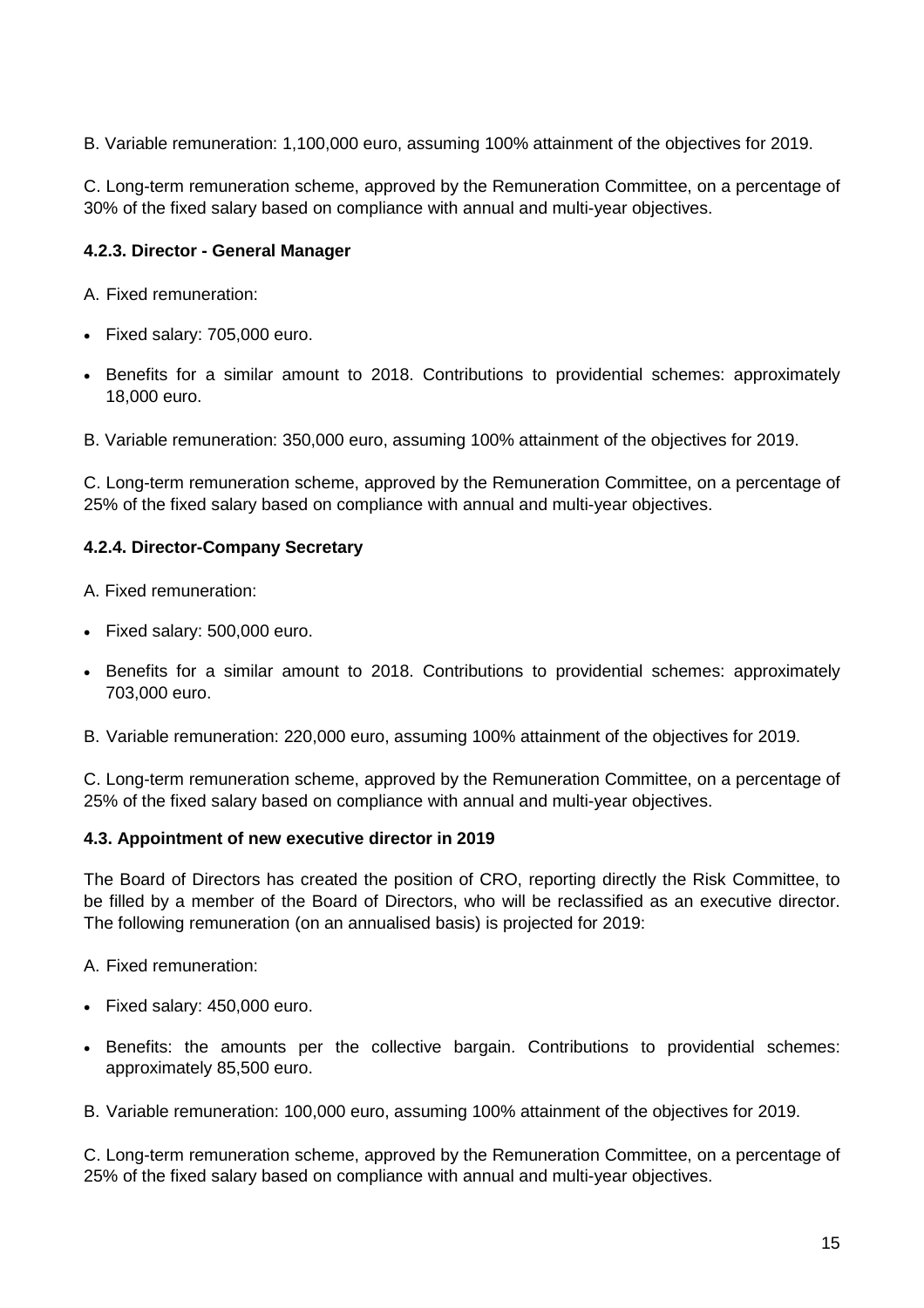B. Variable remuneration: 1,100,000 euro, assuming 100% attainment of the objectives for 2019.

C. Long-term remuneration scheme, approved by the Remuneration Committee, on a percentage of 30% of the fixed salary based on compliance with annual and multi-year objectives.

#### 4.2.3. Director - General Manager

A. Fixed remuneration:

- Fixed salary: 705,000 euro.
- Benefits for a similar amount to 2018. Contributions to providential schemes: approximately 18,000 euro.

B. Variable remuneration: 350,000 euro, assuming 100% attainment of the objectives for 2019.

C. Long-term remuneration scheme, approved by the Remuneration Committee, on a percentage of 25% of the fixed salary based on compliance with annual and multi-year objectives.

#### 4.2.4. Director-Company Secretary

A. Fixed remuneration:

- Fixed salary: 500,000 euro.
- Benefits for a similar amount to 2018. Contributions to providential schemes: approximately 703,000 euro.

B. Variable remuneration: 220,000 euro, assuming 100% attainment of the objectives for 2019.

C. Long-term remuneration scheme, approved by the Remuneration Committee, on a percentage of 25% of the fixed salary based on compliance with annual and multi-year objectives.

### 4.3. Appointment of new executive director in 2019

The Board of Directors has created the position of CRO, reporting directly the Risk Committee, to be filled by a member of the Board of Directors, who will be reclassified as an executive director. The following remuneration (on an annualised basis) is projected for 2019:

A. Fixed remuneration:

- Fixed salary: 450,000 euro.
- Benefits: the amounts per the collective bargain. Contributions to providential schemes: approximately 85,500 euro.

B. Variable remuneration: 100,000 euro, assuming 100% attainment of the objectives for 2019.

C. Long-term remuneration scheme, approved by the Remuneration Committee, on a percentage of 25% of the fixed salary based on compliance with annual and multi-year objectives.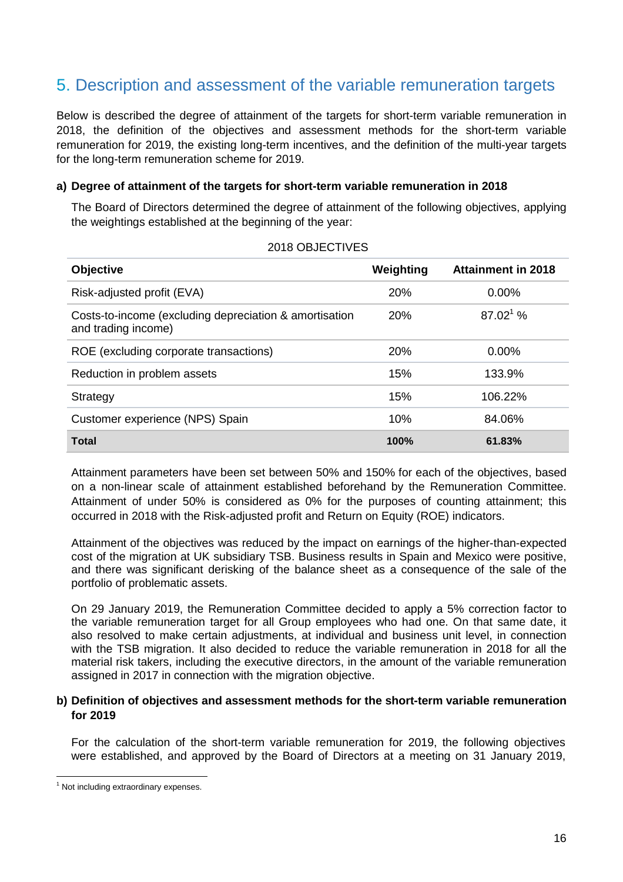## 5. Description and assessment of the variable remuneration targets

Below is described the degree of attainment of the targets for short-term variable remuneration in 2018, the definition of the objectives and assessment methods for the short-term variable remuneration for 2019, the existing long-term incentives, and the definition of the multi-year targets for the long-term remuneration scheme for 2019.

**a) Degree of attainment of the targets for short-term variable remuneration in 2018**

The Board of Directors determined the degree of attainment of the following objectives, applying the weightings established at the beginning of the year:

2018 OBJECTIVES

| Objective | Weighting | Attainment in 2018 |
|---|---|---|
| Risk-adjusted profit (EVA) | 20% | 0.00% |
| Costs-to-income (excluding depreciation & amortisation and trading income) | 20% | 87.02[1] % |
| ROE (excluding corporate transactions) | 20% | 0.00% |
| Reduction in problem assets | 15% | 133.9% |
| Strategy | 15% | 106.22% |
| Customer experience (NPS) Spain | 10% | 84.06% |
| **Total** | **100%** | **61.83%** |

Attainment parameters have been set between 50% and 150% for each of the objectives, based on a non-linear scale of attainment established beforehand by the Remuneration Committee. Attainment of under 50% is considered as 0% for the purposes of counting attainment; this occurred in 2018 with the Risk-adjusted profit and Return on Equity (ROE) indicators.

Attainment of the objectives was reduced by the impact on earnings of the higher-than-expected cost of the migration at UK subsidiary TSB. Business results in Spain and Mexico were positive, and there was significant derisking of the balance sheet as a consequence of the sale of the portfolio of problematic assets.

On 29 January 2019, the Remuneration Committee decided to apply a 5% correction factor to the variable remuneration target for all Group employees who had one. On that same date, it also resolved to make certain adjustments, at individual and business unit level, in connection with the TSB migration. It also decided to reduce the variable remuneration in 2018 for all the material risk takers, including the executive directors, in the amount of the variable remuneration assigned in 2017 in connection with the migration objective.

**b) Definition of objectives and assessment methods for the short-term variable remuneration for 2019**

For the calculation of the short-term variable remuneration for 2019, the following objectives were established, and approved by the Board of Directors at a meeting on 31 January 2019,

[1] Not including extraordinary expenses.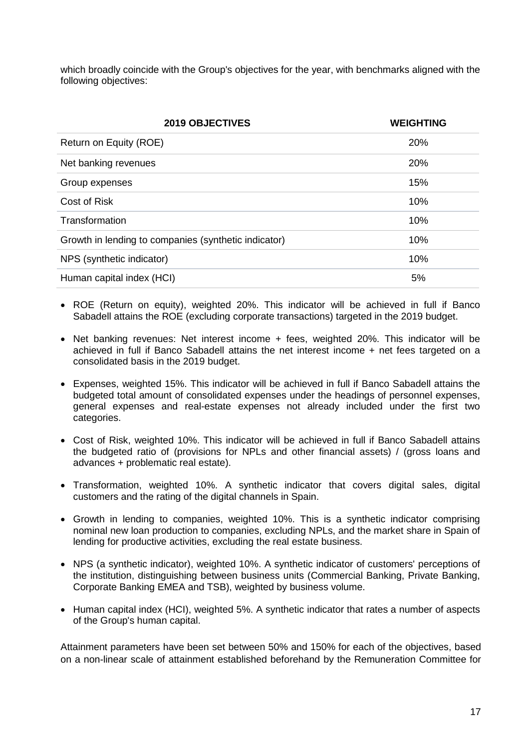which broadly coincide with the Group's objectives for the year, with benchmarks aligned with the following objectives:

| 2019 OBJECTIVES | WEIGHTING |
|---|---|
| Return on Equity (ROE) | 20% |
| Net banking revenues | 20% |
| Group expenses | 15% |
| Cost of Risk | 10% |
| Transformation | 10% |
| Growth in lending to companies (synthetic indicator) | 10% |
| NPS (synthetic indicator) | 10% |
| Human capital index (HCI) | 5% |

- ROE (Return on equity), weighted 20%. This indicator will be achieved in full if Banco Sabadell attains the ROE (excluding corporate transactions) targeted in the 2019 budget.
- Net banking revenues: Net interest income + fees, weighted 20%. This indicator will be achieved in full if Banco Sabadell attains the net interest income + net fees targeted on a consolidated basis in the 2019 budget.
- Expenses, weighted 15%. This indicator will be achieved in full if Banco Sabadell attains the budgeted total amount of consolidated expenses under the headings of personnel expenses, general expenses and real-estate expenses not already included under the first two categories.
- Cost of Risk, weighted 10%. This indicator will be achieved in full if Banco Sabadell attains the budgeted ratio of (provisions for NPLs and other financial assets) / (gross loans and advances + problematic real estate).
- Transformation, weighted 10%. A synthetic indicator that covers digital sales, digital customers and the rating of the digital channels in Spain.
- Growth in lending to companies, weighted 10%. This is a synthetic indicator comprising nominal new loan production to companies, excluding NPLs, and the market share in Spain of lending for productive activities, excluding the real estate business.
- NPS (a synthetic indicator), weighted 10%. A synthetic indicator of customers' perceptions of the institution, distinguishing between business units (Commercial Banking, Private Banking, Corporate Banking EMEA and TSB), weighted by business volume.
- Human capital index (HCI), weighted 5%. A synthetic indicator that rates a number of aspects of the Group's human capital.

Attainment parameters have been set between 50% and 150% for each of the objectives, based on a non-linear scale of attainment established beforehand by the Remuneration Committee for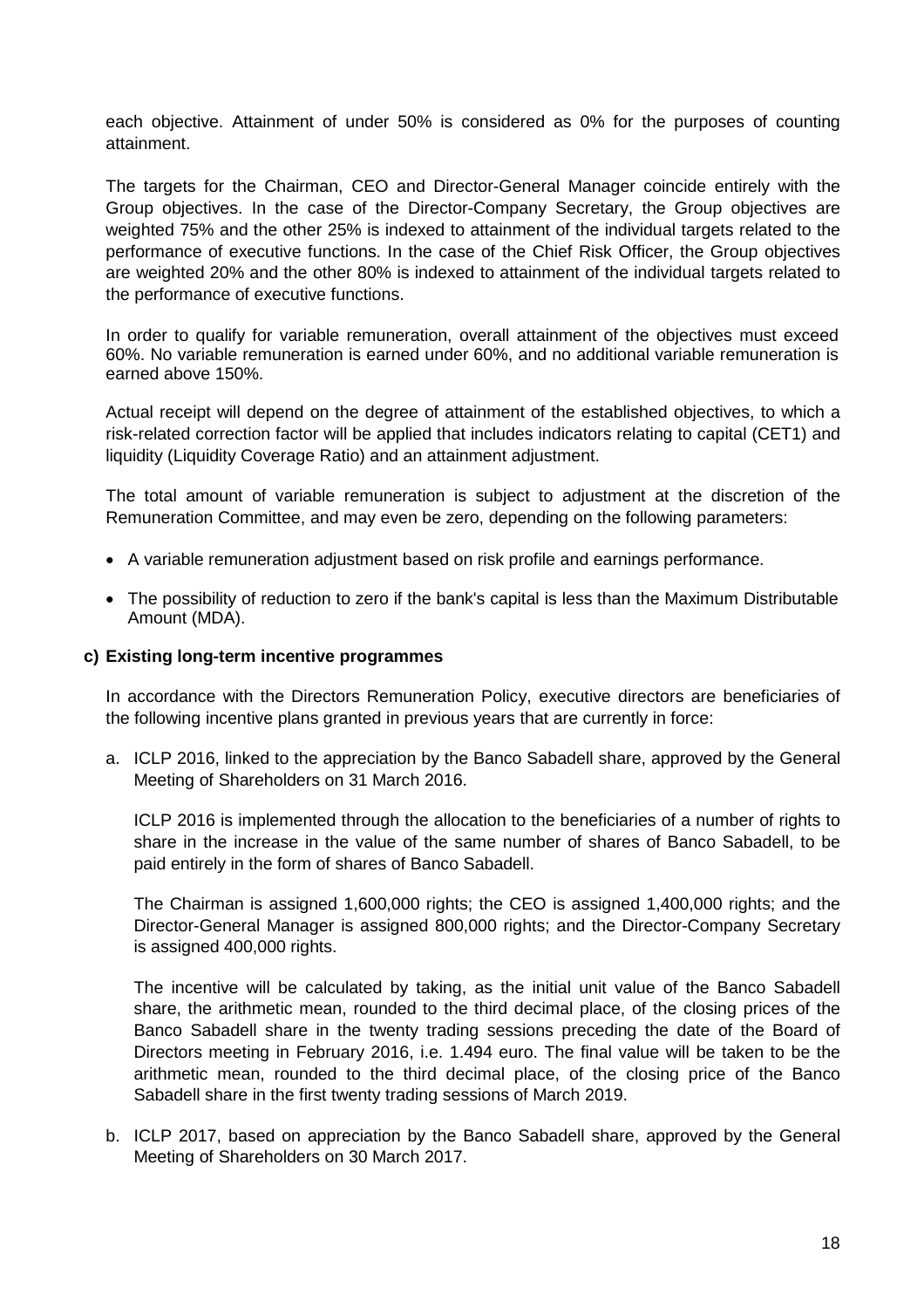each objective. Attainment of under 50% is considered as 0% for the purposes of counting attainment.

The targets for the Chairman, CEO and Director-General Manager coincide entirely with the Group objectives. In the case of the Director-Company Secretary, the Group objectives are weighted 75% and the other 25% is indexed to attainment of the individual targets related to the performance of executive functions. In the case of the Chief Risk Officer, the Group objectives are weighted 20% and the other 80% is indexed to attainment of the individual targets related to the performance of executive functions.

In order to qualify for variable remuneration, overall attainment of the objectives must exceed 60%. No variable remuneration is earned under 60%, and no additional variable remuneration is earned above 150%.

Actual receipt will depend on the degree of attainment of the established objectives, to which a risk-related correction factor will be applied that includes indicators relating to capital (CET1) and liquidity (Liquidity Coverage Ratio) and an attainment adjustment.

The total amount of variable remuneration is subject to adjustment at the discretion of the Remuneration Committee, and may even be zero, depending on the following parameters:

- A variable remuneration adjustment based on risk profile and earnings performance.
- The possibility of reduction to zero if the bank's capital is less than the Maximum Distributable Amount (MDA).

**c) Existing long-term incentive programmes**

In accordance with the Directors Remuneration Policy, executive directors are beneficiaries of the following incentive plans granted in previous years that are currently in force:

a. ICLP 2016, linked to the appreciation by the Banco Sabadell share, approved by the General Meeting of Shareholders on 31 March 2016.

   ICLP 2016 is implemented through the allocation to the beneficiaries of a number of rights to share in the increase in the value of the same number of shares of Banco Sabadell, to be paid entirely in the form of shares of Banco Sabadell.

   The Chairman is assigned 1,600,000 rights; the CEO is assigned 1,400,000 rights; and the Director-General Manager is assigned 800,000 rights; and the Director-Company Secretary is assigned 400,000 rights.

   The incentive will be calculated by taking, as the initial unit value of the Banco Sabadell share, the arithmetic mean, rounded to the third decimal place, of the closing prices of the Banco Sabadell share in the twenty trading sessions preceding the date of the Board of Directors meeting in February 2016, i.e. 1.494 euro. The final value will be taken to be the arithmetic mean, rounded to the third decimal place, of the closing price of the Banco Sabadell share in the first twenty trading sessions of March 2019.

b. ICLP 2017, based on appreciation by the Banco Sabadell share, approved by the General Meeting of Shareholders on 30 March 2017.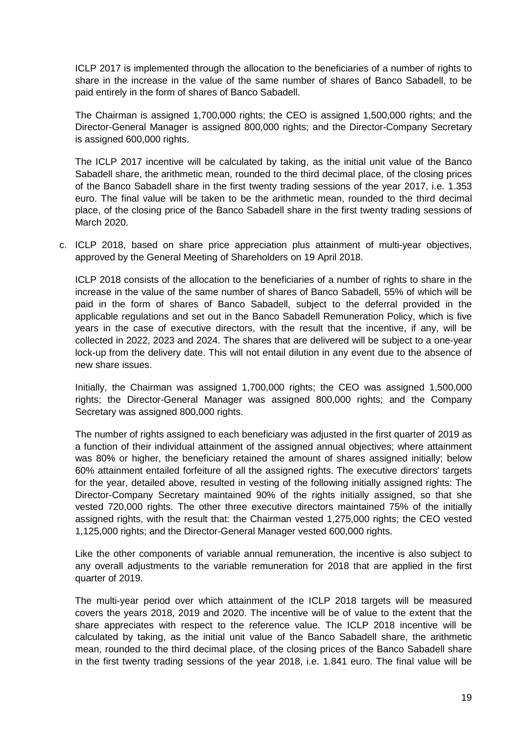ICLP 2017 is implemented through the allocation to the beneficiaries of a number of rights to share in the increase in the value of the same number of shares of Banco Sabadell, to be paid entirely in the form of shares of Banco Sabadell.

The Chairman is assigned 1,700,000 rights; the CEO is assigned 1,500,000 rights; and the Director-General Manager is assigned 800,000 rights; and the Director-Company Secretary is assigned 600,000 rights.

The ICLP 2017 incentive will be calculated by taking, as the initial unit value of the Banco Sabadell share, the arithmetic mean, rounded to the third decimal place, of the closing prices of the Banco Sabadell share in the first twenty trading sessions of the year 2017, i.e. 1.353 euro. The final value will be taken to be the arithmetic mean, rounded to the third decimal place, of the closing price of the Banco Sabadell share in the first twenty trading sessions of March 2020.

c. ICLP 2018, based on share price appreciation plus attainment of multi-year objectives, approved by the General Meeting of Shareholders on 19 April 2018.

ICLP 2018 consists of the allocation to the beneficiaries of a number of rights to share in the increase in the value of the same number of shares of Banco Sabadell, 55% of which will be paid in the form of shares of Banco Sabadell, subject to the deferral provided in the applicable regulations and set out in the Banco Sabadell Remuneration Policy, which is five years in the case of executive directors, with the result that the incentive, if any, will be collected in 2022, 2023 and 2024. The shares that are delivered will be subject to a one-year lock-up from the delivery date. This will not entail dilution in any event due to the absence of new share issues.

Initially, the Chairman was assigned 1,700,000 rights; the CEO was assigned 1,500,000 rights; the Director-General Manager was assigned 800,000 rights; and the Company Secretary was assigned 800,000 rights.

The number of rights assigned to each beneficiary was adjusted in the first quarter of 2019 as a function of their individual attainment of the assigned annual objectives; where attainment was 80% or higher, the beneficiary retained the amount of shares assigned initially; below 60% attainment entailed forfeiture of all the assigned rights. The executive directors' targets for the year, detailed above, resulted in vesting of the following initially assigned rights: The Director-Company Secretary maintained 90% of the rights initially assigned, so that she vested 720,000 rights. The other three executive directors maintained 75% of the initially assigned rights, with the result that: the Chairman vested 1,275,000 rights; the CEO vested 1,125,000 rights; and the Director-General Manager vested 600,000 rights.

Like the other components of variable annual remuneration, the incentive is also subject to any overall adjustments to the variable remuneration for 2018 that are applied in the first quarter of 2019.

The multi-year period over which attainment of the ICLP 2018 targets will be measured covers the years 2018, 2019 and 2020. The incentive will be of value to the extent that the share appreciates with respect to the reference value. The ICLP 2018 incentive will be calculated by taking, as the initial unit value of the Banco Sabadell share, the arithmetic mean, rounded to the third decimal place, of the closing prices of the Banco Sabadell share in the first twenty trading sessions of the year 2018, i.e. 1.841 euro. The final value will be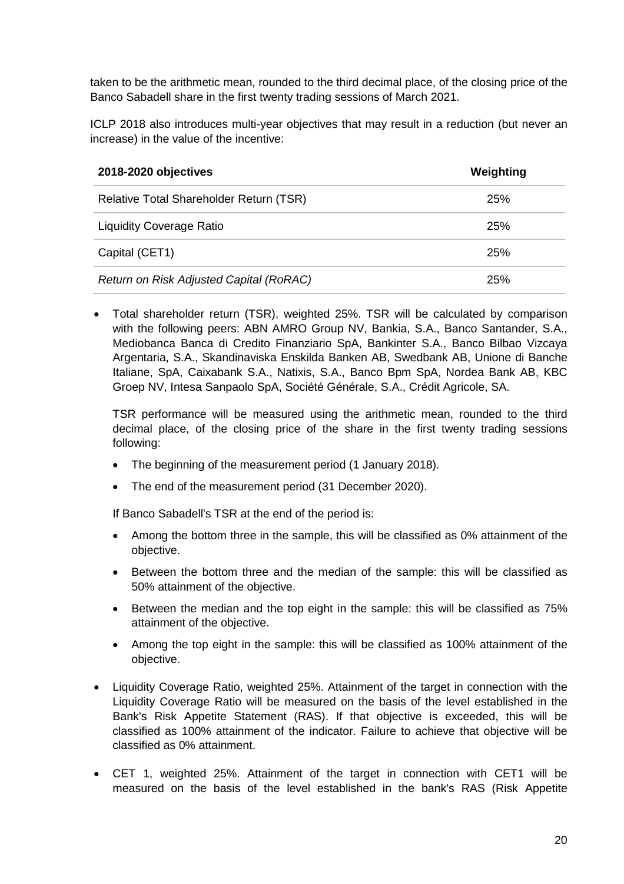taken to be the arithmetic mean, rounded to the third decimal place, of the closing price of the Banco Sabadell share in the first twenty trading sessions of March 2021.

ICLP 2018 also introduces multi-year objectives that may result in a reduction (but never an increase) in the value of the incentive:

| 2018-2020 objectives | Weighting |
|---|---|
| Relative Total Shareholder Return (TSR) | 25% |
| Liquidity Coverage Ratio | 25% |
| Capital (CET1) | 25% |
| *Return on Risk Adjusted Capital (RoRAC)* | 25% |

- Total shareholder return (TSR), weighted 25%. TSR will be calculated by comparison with the following peers: ABN AMRO Group NV, Bankia, S.A., Banco Santander, S.A., Mediobanca Banca di Credito Finanziario SpA, Bankinter S.A., Banco Bilbao Vizcaya Argentaria, S.A., Skandinaviska Enskilda Banken AB, Swedbank AB, Unione di Banche Italiane, SpA, Caixabank S.A., Natixis, S.A., Banco Bpm SpA, Nordea Bank AB, KBC Groep NV, Intesa Sanpaolo SpA, Société Générale, S.A., Crédit Agricole, SA.

  TSR performance will be measured using the arithmetic mean, rounded to the third decimal place, of the closing price of the share in the first twenty trading sessions following:

  - The beginning of the measurement period (1 January 2018).
  - The end of the measurement period (31 December 2020).

  If Banco Sabadell's TSR at the end of the period is:

  - Among the bottom three in the sample, this will be classified as 0% attainment of the objective.
  - Between the bottom three and the median of the sample: this will be classified as 50% attainment of the objective.
  - Between the median and the top eight in the sample: this will be classified as 75% attainment of the objective.
  - Among the top eight in the sample: this will be classified as 100% attainment of the objective.

- Liquidity Coverage Ratio, weighted 25%. Attainment of the target in connection with the Liquidity Coverage Ratio will be measured on the basis of the level established in the Bank's Risk Appetite Statement (RAS). If that objective is exceeded, this will be classified as 100% attainment of the indicator. Failure to achieve that objective will be classified as 0% attainment.

- CET 1, weighted 25%. Attainment of the target in connection with CET1 will be measured on the basis of the level established in the bank's RAS (Risk Appetite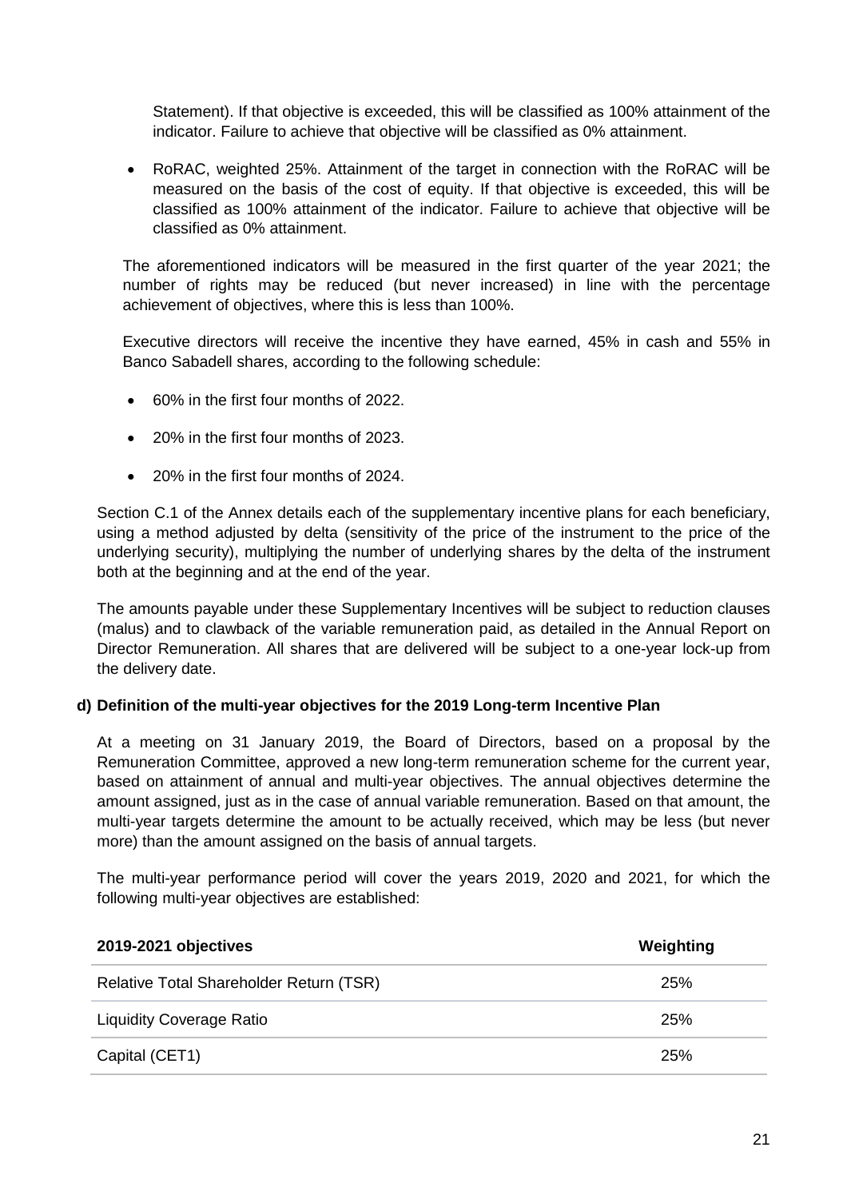Statement). If that objective is exceeded, this will be classified as 100% attainment of the indicator. Failure to achieve that objective will be classified as 0% attainment.

- RoRAC, weighted 25%. Attainment of the target in connection with the RoRAC will be measured on the basis of the cost of equity. If that objective is exceeded, this will be classified as 100% attainment of the indicator. Failure to achieve that objective will be classified as 0% attainment.

The aforementioned indicators will be measured in the first quarter of the year 2021; the number of rights may be reduced (but never increased) in line with the percentage achievement of objectives, where this is less than 100%.

Executive directors will receive the incentive they have earned, 45% in cash and 55% in Banco Sabadell shares, according to the following schedule:

- 60% in the first four months of 2022.
- 20% in the first four months of 2023.
- 20% in the first four months of 2024.

Section C.1 of the Annex details each of the supplementary incentive plans for each beneficiary, using a method adjusted by delta (sensitivity of the price of the instrument to the price of the underlying security), multiplying the number of underlying shares by the delta of the instrument both at the beginning and at the end of the year.

The amounts payable under these Supplementary Incentives will be subject to reduction clauses (malus) and to clawback of the variable remuneration paid, as detailed in the Annual Report on Director Remuneration. All shares that are delivered will be subject to a one-year lock-up from the delivery date.

**d) Definition of the multi-year objectives for the 2019 Long-term Incentive Plan**

At a meeting on 31 January 2019, the Board of Directors, based on a proposal by the Remuneration Committee, approved a new long-term remuneration scheme for the current year, based on attainment of annual and multi-year objectives. The annual objectives determine the amount assigned, just as in the case of annual variable remuneration. Based on that amount, the multi-year targets determine the amount to be actually received, which may be less (but never more) than the amount assigned on the basis of annual targets.

The multi-year performance period will cover the years 2019, 2020 and 2021, for which the following multi-year objectives are established:

| 2019-2021 objectives | Weighting |
|---|---|
| Relative Total Shareholder Return (TSR) | 25% |
| Liquidity Coverage Ratio | 25% |
| Capital (CET1) | 25% |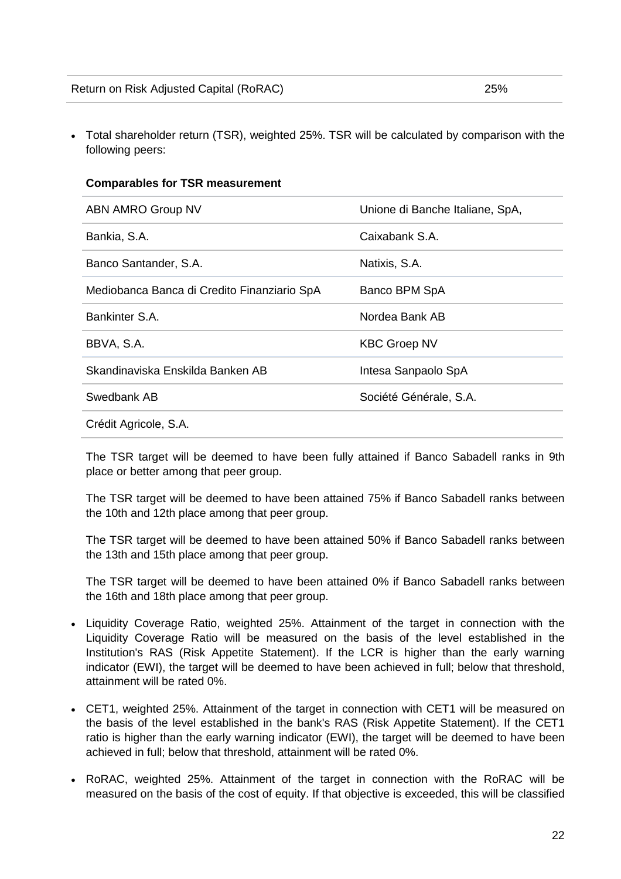| Return on Risk Adjusted Capital (RoRAC) | 25% |
|---|---|

- Total shareholder return (TSR), weighted 25%. TSR will be calculated by comparison with the following peers:

  **Comparables for TSR measurement**

  | | |
  |---|---|
  | ABN AMRO Group NV | Unione di Banche Italiane, SpA, |
  | Bankia, S.A. | Caixabank S.A. |
  | Banco Santander, S.A. | Natixis, S.A. |
  | Mediobanca Banca di Credito Finanziario SpA | Banco BPM SpA |
  | Bankinter S.A. | Nordea Bank AB |
  | BBVA, S.A. | KBC Groep NV |
  | Skandinaviska Enskilda Banken AB | Intesa Sanpaolo SpA |
  | Swedbank AB | Société Générale, S.A. |
  | Crédit Agricole, S.A. | |

  The TSR target will be deemed to have been fully attained if Banco Sabadell ranks in 9th place or better among that peer group.

  The TSR target will be deemed to have been attained 75% if Banco Sabadell ranks between the 10th and 12th place among that peer group.

  The TSR target will be deemed to have been attained 50% if Banco Sabadell ranks between the 13th and 15th place among that peer group.

  The TSR target will be deemed to have been attained 0% if Banco Sabadell ranks between the 16th and 18th place among that peer group.

- Liquidity Coverage Ratio, weighted 25%. Attainment of the target in connection with the Liquidity Coverage Ratio will be measured on the basis of the level established in the Institution's RAS (Risk Appetite Statement). If the LCR is higher than the early warning indicator (EWI), the target will be deemed to have been achieved in full; below that threshold, attainment will be rated 0%.

- CET1, weighted 25%. Attainment of the target in connection with CET1 will be measured on the basis of the level established in the bank's RAS (Risk Appetite Statement). If the CET1 ratio is higher than the early warning indicator (EWI), the target will be deemed to have been achieved in full; below that threshold, attainment will be rated 0%.

- RoRAC, weighted 25%. Attainment of the target in connection with the RoRAC will be measured on the basis of the cost of equity. If that objective is exceeded, this will be classified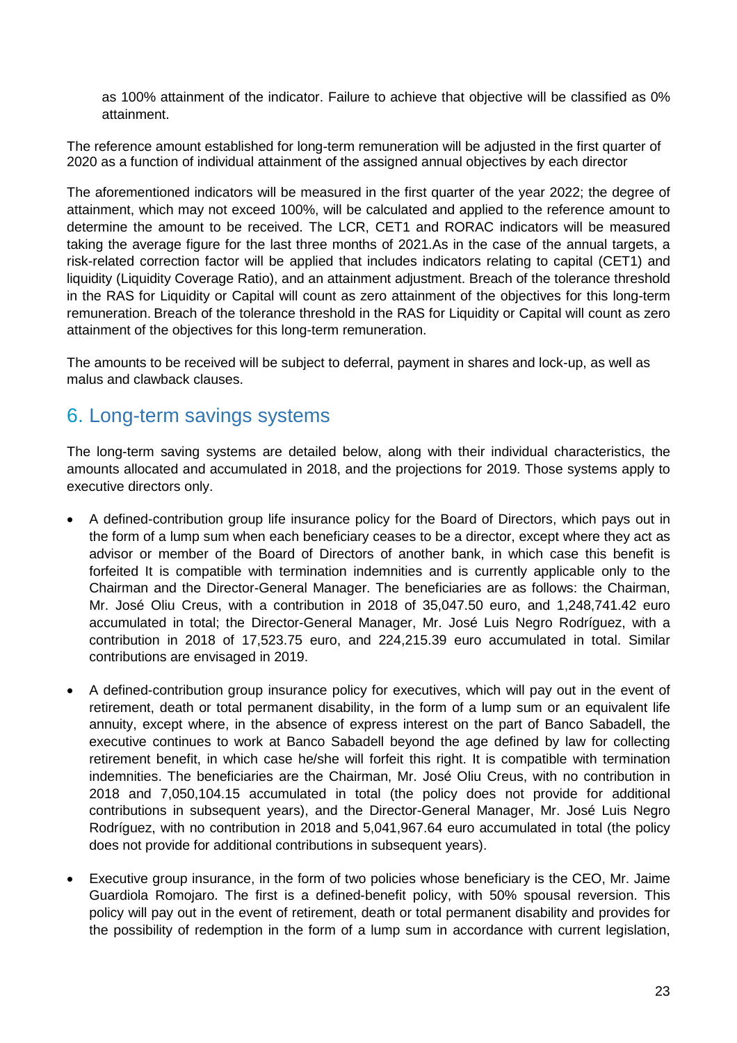as 100% attainment of the indicator. Failure to achieve that objective will be classified as 0% attainment.

The reference amount established for long-term remuneration will be adjusted in the first quarter of 2020 as a function of individual attainment of the assigned annual objectives by each director

The aforementioned indicators will be measured in the first quarter of the year 2022; the degree of attainment, which may not exceed 100%, will be calculated and applied to the reference amount to determine the amount to be received. The LCR, CET1 and RORAC indicators will be measured taking the average figure for the last three months of 2021.As in the case of the annual targets, a risk-related correction factor will be applied that includes indicators relating to capital (CET1) and liquidity (Liquidity Coverage Ratio), and an attainment adjustment. Breach of the tolerance threshold in the RAS for Liquidity or Capital will count as zero attainment of the objectives for this long-term remuneration. Breach of the tolerance threshold in the RAS for Liquidity or Capital will count as zero attainment of the objectives for this long-term remuneration.

The amounts to be received will be subject to deferral, payment in shares and lock-up, as well as malus and clawback clauses.

## 6. Long-term savings systems

The long-term saving systems are detailed below, along with their individual characteristics, the amounts allocated and accumulated in 2018, and the projections for 2019. Those systems apply to executive directors only.

- A defined-contribution group life insurance policy for the Board of Directors, which pays out in the form of a lump sum when each beneficiary ceases to be a director, except where they act as advisor or member of the Board of Directors of another bank, in which case this benefit is forfeited It is compatible with termination indemnities and is currently applicable only to the Chairman and the Director-General Manager. The beneficiaries are as follows: the Chairman, Mr. José Oliu Creus, with a contribution in 2018 of 35,047.50 euro, and 1,248,741.42 euro accumulated in total; the Director-General Manager, Mr. José Luis Negro Rodríguez, with a contribution in 2018 of 17,523.75 euro, and 224,215.39 euro accumulated in total. Similar contributions are envisaged in 2019.
- A defined-contribution group insurance policy for executives, which will pay out in the event of retirement, death or total permanent disability, in the form of a lump sum or an equivalent life annuity, except where, in the absence of express interest on the part of Banco Sabadell, the executive continues to work at Banco Sabadell beyond the age defined by law for collecting retirement benefit, in which case he/she will forfeit this right. It is compatible with termination indemnities. The beneficiaries are the Chairman, Mr. José Oliu Creus, with no contribution in 2018 and 7,050,104.15 accumulated in total (the policy does not provide for additional contributions in subsequent years), and the Director-General Manager, Mr. José Luis Negro Rodríguez, with no contribution in 2018 and 5,041,967.64 euro accumulated in total (the policy does not provide for additional contributions in subsequent years).
- Executive group insurance, in the form of two policies whose beneficiary is the CEO, Mr. Jaime Guardiola Romojaro. The first is a defined-benefit policy, with 50% spousal reversion. This policy will pay out in the event of retirement, death or total permanent disability and provides for the possibility of redemption in the form of a lump sum in accordance with current legislation,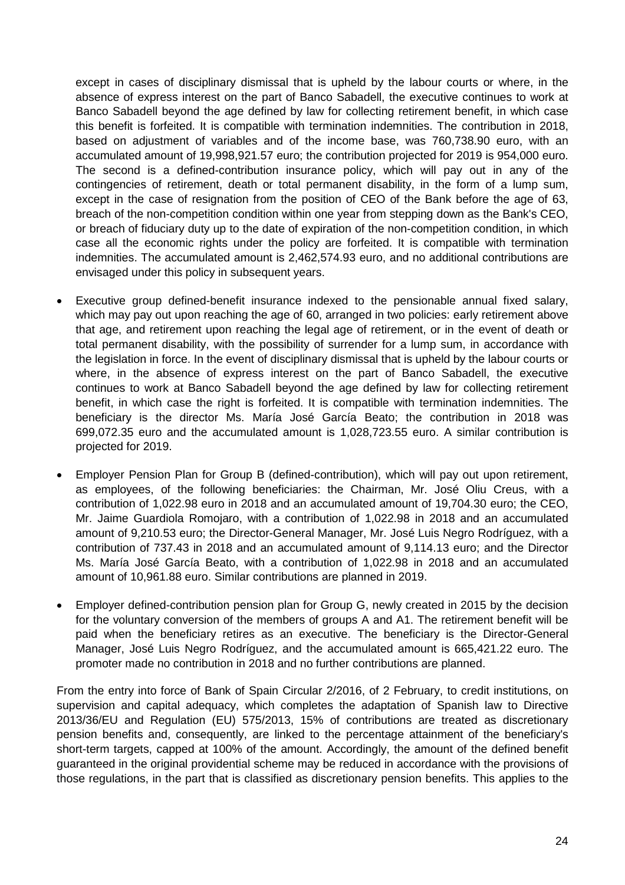except in cases of disciplinary dismissal that is upheld by the labour courts or where, in the absence of express interest on the part of Banco Sabadell, the executive continues to work at Banco Sabadell beyond the age defined by law for collecting retirement benefit, in which case this benefit is forfeited. It is compatible with termination indemnities. The contribution in 2018, based on adjustment of variables and of the income base, was 760,738.90 euro, with an accumulated amount of 19,998,921.57 euro; the contribution projected for 2019 is 954,000 euro. The second is a defined-contribution insurance policy, which will pay out in any of the contingencies of retirement, death or total permanent disability, in the form of a lump sum, except in the case of resignation from the position of CEO of the Bank before the age of 63, breach of the non-competition condition within one year from stepping down as the Bank's CEO, or breach of fiduciary duty up to the date of expiration of the non-competition condition, in which case all the economic rights under the policy are forfeited. It is compatible with termination indemnities. The accumulated amount is 2,462,574.93 euro, and no additional contributions are envisaged under this policy in subsequent years.

- Executive group defined-benefit insurance indexed to the pensionable annual fixed salary, which may pay out upon reaching the age of 60, arranged in two policies: early retirement above that age, and retirement upon reaching the legal age of retirement, or in the event of death or total permanent disability, with the possibility of surrender for a lump sum, in accordance with the legislation in force. In the event of disciplinary dismissal that is upheld by the labour courts or where, in the absence of express interest on the part of Banco Sabadell, the executive continues to work at Banco Sabadell beyond the age defined by law for collecting retirement benefit, in which case the right is forfeited. It is compatible with termination indemnities. The beneficiary is the director Ms. María José García Beato; the contribution in 2018 was 699,072.35 euro and the accumulated amount is 1,028,723.55 euro. A similar contribution is projected for 2019.

- Employer Pension Plan for Group B (defined-contribution), which will pay out upon retirement, as employees, of the following beneficiaries: the Chairman, Mr. José Oliu Creus, with a contribution of 1,022.98 euro in 2018 and an accumulated amount of 19,704.30 euro; the CEO, Mr. Jaime Guardiola Romojaro, with a contribution of 1,022.98 in 2018 and an accumulated amount of 9,210.53 euro; the Director-General Manager, Mr. José Luis Negro Rodríguez, with a contribution of 737.43 in 2018 and an accumulated amount of 9,114.13 euro; and the Director Ms. María José García Beato, with a contribution of 1,022.98 in 2018 and an accumulated amount of 10,961.88 euro. Similar contributions are planned in 2019.

- Employer defined-contribution pension plan for Group G, newly created in 2015 by the decision for the voluntary conversion of the members of groups A and A1. The retirement benefit will be paid when the beneficiary retires as an executive. The beneficiary is the Director-General Manager, José Luis Negro Rodríguez, and the accumulated amount is 665,421.22 euro. The promoter made no contribution in 2018 and no further contributions are planned.

From the entry into force of Bank of Spain Circular 2/2016, of 2 February, to credit institutions, on supervision and capital adequacy, which completes the adaptation of Spanish law to Directive 2013/36/EU and Regulation (EU) 575/2013, 15% of contributions are treated as discretionary pension benefits and, consequently, are linked to the percentage attainment of the beneficiary's short-term targets, capped at 100% of the amount. Accordingly, the amount of the defined benefit guaranteed in the original providential scheme may be reduced in accordance with the provisions of those regulations, in the part that is classified as discretionary pension benefits. This applies to the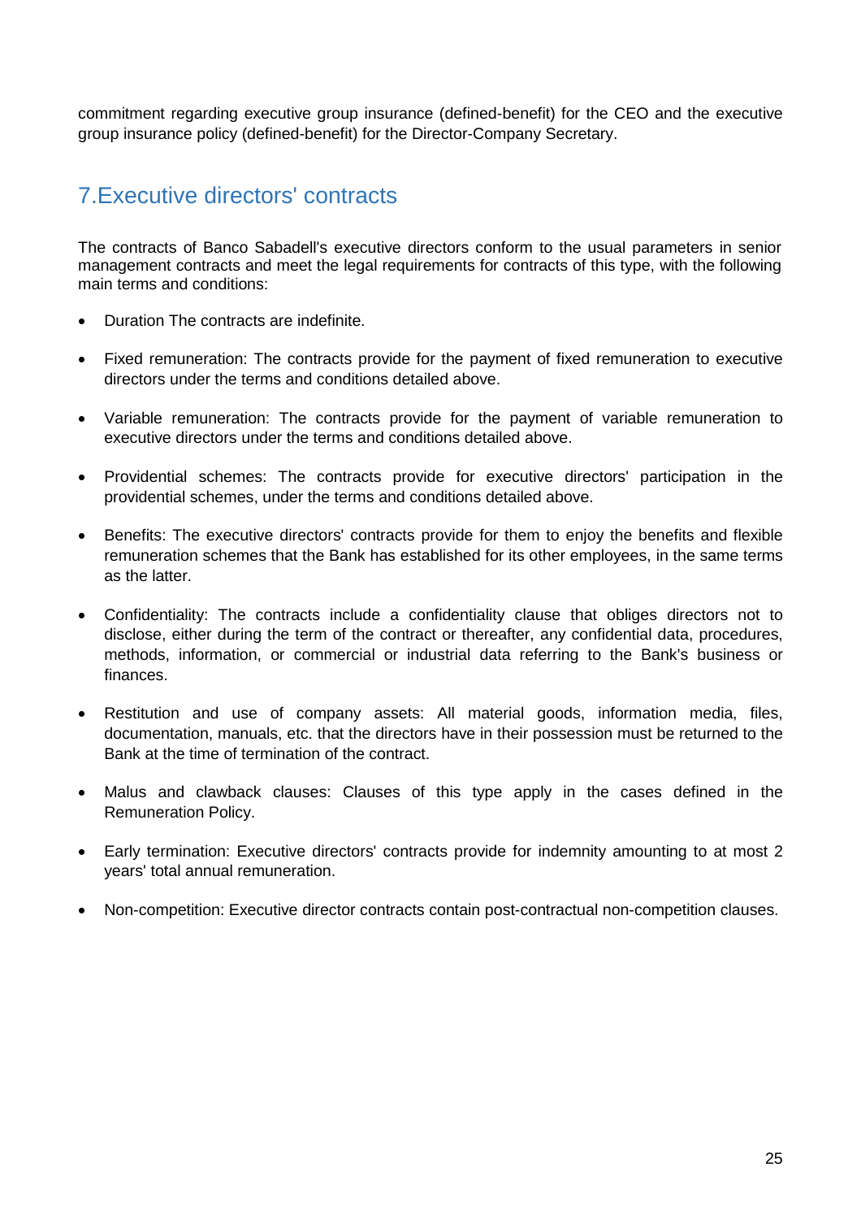commitment regarding executive group insurance (defined-benefit) for the CEO and the executive group insurance policy (defined-benefit) for the Director-Company Secretary.

## 7.Executive directors' contracts

The contracts of Banco Sabadell's executive directors conform to the usual parameters in senior management contracts and meet the legal requirements for contracts of this type, with the following main terms and conditions:

- Duration The contracts are indefinite.
- Fixed remuneration: The contracts provide for the payment of fixed remuneration to executive directors under the terms and conditions detailed above.
- Variable remuneration: The contracts provide for the payment of variable remuneration to executive directors under the terms and conditions detailed above.
- Providential schemes: The contracts provide for executive directors' participation in the providential schemes, under the terms and conditions detailed above.
- Benefits: The executive directors' contracts provide for them to enjoy the benefits and flexible remuneration schemes that the Bank has established for its other employees, in the same terms as the latter.
- Confidentiality: The contracts include a confidentiality clause that obliges directors not to disclose, either during the term of the contract or thereafter, any confidential data, procedures, methods, information, or commercial or industrial data referring to the Bank's business or finances.
- Restitution and use of company assets: All material goods, information media, files, documentation, manuals, etc. that the directors have in their possession must be returned to the Bank at the time of termination of the contract.
- Malus and clawback clauses: Clauses of this type apply in the cases defined in the Remuneration Policy.
- Early termination: Executive directors' contracts provide for indemnity amounting to at most 2 years' total annual remuneration.
- Non-competition: Executive director contracts contain post-contractual non-competition clauses.